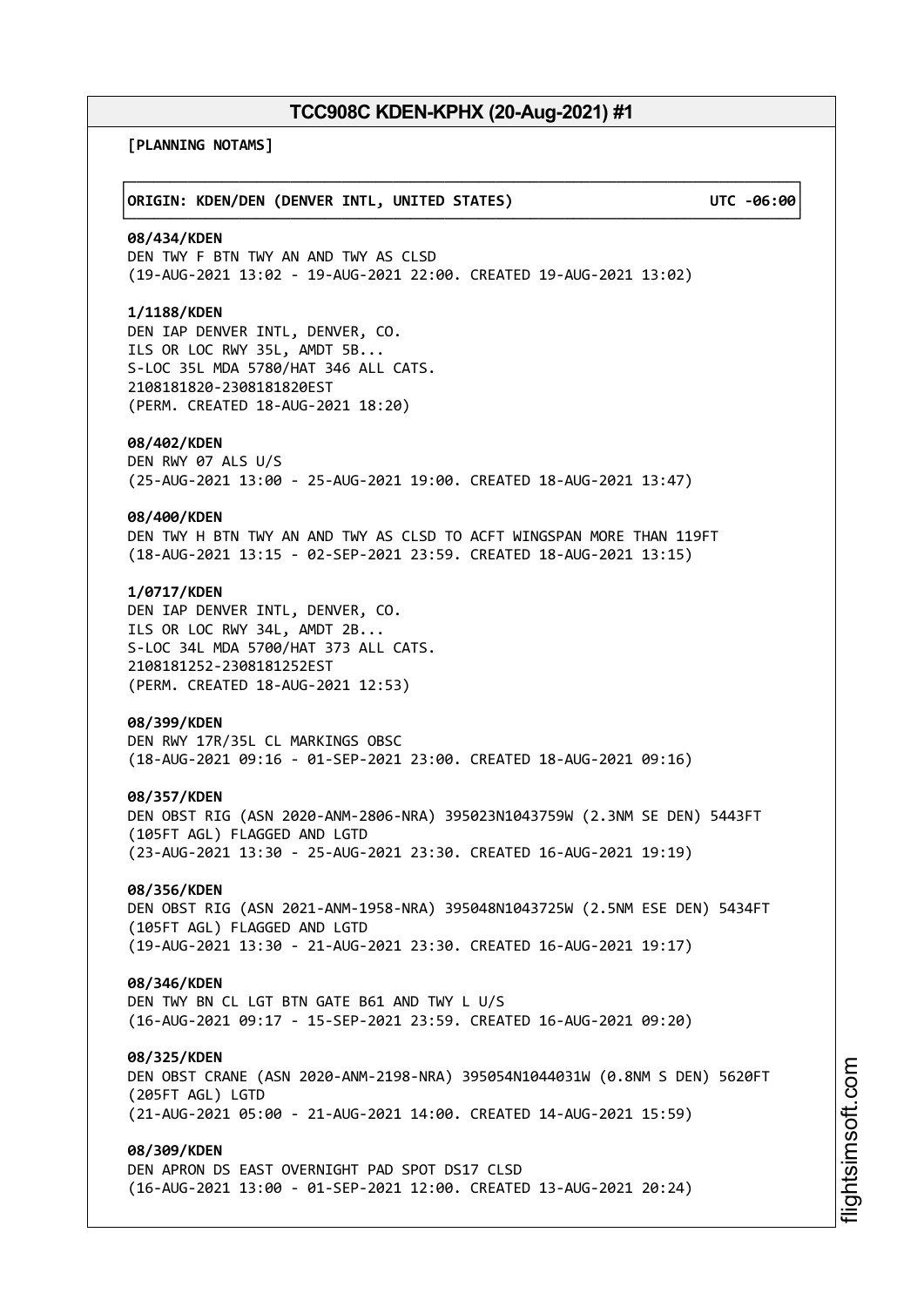# TCC908C KDEN-KPHX (20-Aug-2021) #1

**[PLANNING NOTAMS]**

**ORIGIN: KDEN/DEN (DENVER INTL, UNITED STATES) UTC -06:00**

**08/434/KDEN**
DEN TWY F BTN TWY AN AND TWY AS CLSD
(19-AUG-2021 13:02 - 19-AUG-2021 22:00. CREATED 19-AUG-2021 13:02)

**1/1188/KDEN**
DEN IAP DENVER INTL, DENVER, CO.
ILS OR LOC RWY 35L, AMDT 5B...
S-LOC 35L MDA 5780/HAT 346 ALL CATS.
2108181820-2308181820EST
(PERM. CREATED 18-AUG-2021 18:20)

**08/402/KDEN**
DEN RWY 07 ALS U/S
(25-AUG-2021 13:00 - 25-AUG-2021 19:00. CREATED 18-AUG-2021 13:47)

**08/400/KDEN**
DEN TWY H BTN TWY AN AND TWY AS CLSD TO ACFT WINGSPAN MORE THAN 119FT
(18-AUG-2021 13:15 - 02-SEP-2021 23:59. CREATED 18-AUG-2021 13:15)

**1/0717/KDEN**
DEN IAP DENVER INTL, DENVER, CO.
ILS OR LOC RWY 34L, AMDT 2B...
S-LOC 34L MDA 5700/HAT 373 ALL CATS.
2108181252-2308181252EST
(PERM. CREATED 18-AUG-2021 12:53)

**08/399/KDEN**
DEN RWY 17R/35L CL MARKINGS OBSC
(18-AUG-2021 09:16 - 01-SEP-2021 23:00. CREATED 18-AUG-2021 09:16)

**08/357/KDEN**
DEN OBST RIG (ASN 2020-ANM-2806-NRA) 395023N1043759W (2.3NM SE DEN) 5443FT (105FT AGL) FLAGGED AND LGTD
(23-AUG-2021 13:30 - 25-AUG-2021 23:30. CREATED 16-AUG-2021 19:19)

**08/356/KDEN**
DEN OBST RIG (ASN 2021-ANM-1958-NRA) 395048N1043725W (2.5NM ESE DEN) 5434FT (105FT AGL) FLAGGED AND LGTD
(19-AUG-2021 13:30 - 21-AUG-2021 23:30. CREATED 16-AUG-2021 19:17)

**08/346/KDEN**
DEN TWY BN CL LGT BTN GATE B61 AND TWY L U/S
(16-AUG-2021 09:17 - 15-SEP-2021 23:59. CREATED 16-AUG-2021 09:20)

**08/325/KDEN**
DEN OBST CRANE (ASN 2020-ANM-2198-NRA) 395054N1044031W (0.8NM S DEN) 5620FT (205FT AGL) LGTD
(21-AUG-2021 05:00 - 21-AUG-2021 14:00. CREATED 14-AUG-2021 15:59)

**08/309/KDEN**
DEN APRON DS EAST OVERNIGHT PAD SPOT DS17 CLSD
(16-AUG-2021 13:00 - 01-SEP-2021 12:00. CREATED 13-AUG-2021 20:24)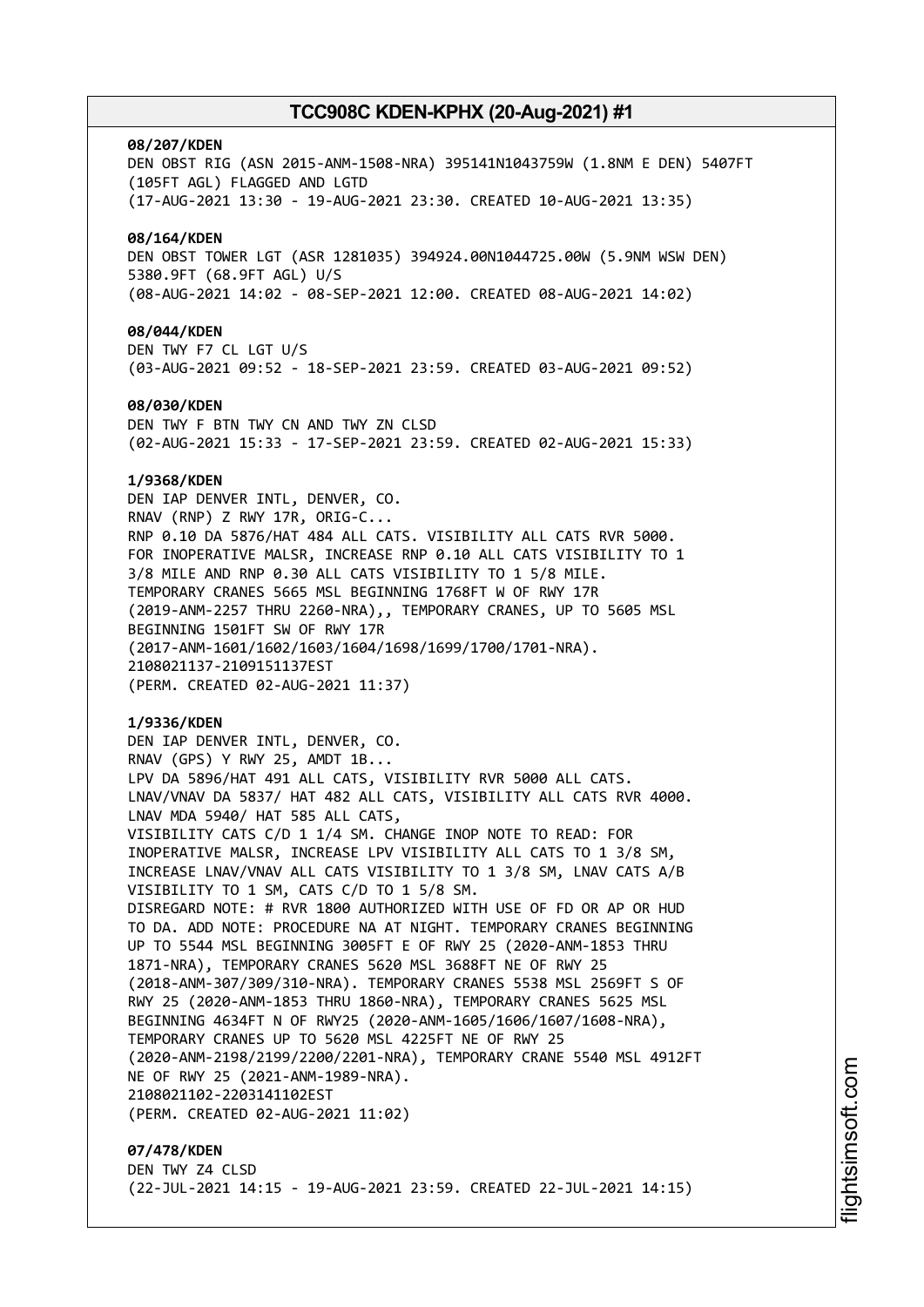**08/207/KDEN**
DEN OBST RIG (ASN 2015-ANM-1508-NRA) 395141N1043759W (1.8NM E DEN) 5407FT (105FT AGL) FLAGGED AND LGTD
(17-AUG-2021 13:30 - 19-AUG-2021 23:30. CREATED 10-AUG-2021 13:35)

**08/164/KDEN**
DEN OBST TOWER LGT (ASR 1281035) 394924.00N1044725.00W (5.9NM WSW DEN) 5380.9FT (68.9FT AGL) U/S
(08-AUG-2021 14:02 - 08-SEP-2021 12:00. CREATED 08-AUG-2021 14:02)

**08/044/KDEN**
DEN TWY F7 CL LGT U/S
(03-AUG-2021 09:52 - 18-SEP-2021 23:59. CREATED 03-AUG-2021 09:52)

**08/030/KDEN**
DEN TWY F BTN TWY CN AND TWY ZN CLSD
(02-AUG-2021 15:33 - 17-SEP-2021 23:59. CREATED 02-AUG-2021 15:33)

**1/9368/KDEN**
DEN IAP DENVER INTL, DENVER, CO.
RNAV (RNP) Z RWY 17R, ORIG-C...
RNP 0.10 DA 5876/HAT 484 ALL CATS. VISIBILITY ALL CATS RVR 5000.
FOR INOPERATIVE MALSR, INCREASE RNP 0.10 ALL CATS VISIBILITY TO 1 3/8 MILE AND RNP 0.30 ALL CATS VISIBILITY TO 1 5/8 MILE.
TEMPORARY CRANES 5665 MSL BEGINNING 1768FT W OF RWY 17R (2019-ANM-2257 THRU 2260-NRA),, TEMPORARY CRANES, UP TO 5605 MSL BEGINNING 1501FT SW OF RWY 17R (2017-ANM-1601/1602/1603/1604/1698/1699/1700/1701-NRA).
2108021137-2109151137EST
(PERM. CREATED 02-AUG-2021 11:37)

**1/9336/KDEN**
DEN IAP DENVER INTL, DENVER, CO.
RNAV (GPS) Y RWY 25, AMDT 1B...
LPV DA 5896/HAT 491 ALL CATS, VISIBILITY RVR 5000 ALL CATS.
LNAV/VNAV DA 5837/ HAT 482 ALL CATS, VISIBILITY ALL CATS RVR 4000.
LNAV MDA 5940/ HAT 585 ALL CATS,
VISIBILITY CATS C/D 1 1/4 SM. CHANGE INOP NOTE TO READ: FOR INOPERATIVE MALSR, INCREASE LPV VISIBILITY ALL CATS TO 1 3/8 SM, INCREASE LNAV/VNAV ALL CATS VISIBILITY TO 1 3/8 SM, LNAV CATS A/B VISIBILITY TO 1 SM, CATS C/D TO 1 5/8 SM.
DISREGARD NOTE: # RVR 1800 AUTHORIZED WITH USE OF FD OR AP OR HUD TO DA. ADD NOTE: PROCEDURE NA AT NIGHT. TEMPORARY CRANES BEGINNING UP TO 5544 MSL BEGINNING 3005FT E OF RWY 25 (2020-ANM-1853 THRU 1871-NRA), TEMPORARY CRANES 5620 MSL 3688FT NE OF RWY 25 (2018-ANM-307/309/310-NRA). TEMPORARY CRANES 5538 MSL 2569FT S OF RWY 25 (2020-ANM-1853 THRU 1860-NRA), TEMPORARY CRANES 5625 MSL BEGINNING 4634FT N OF RWY25 (2020-ANM-1605/1606/1607/1608-NRA), TEMPORARY CRANES UP TO 5620 MSL 4225FT NE OF RWY 25 (2020-ANM-2198/2199/2200/2201-NRA), TEMPORARY CRANE 5540 MSL 4912FT NE OF RWY 25 (2021-ANM-1989-NRA).
2108021102-2203141102EST
(PERM. CREATED 02-AUG-2021 11:02)

**07/478/KDEN**
DEN TWY Z4 CLSD
(22-JUL-2021 14:15 - 19-AUG-2021 23:59. CREATED 22-JUL-2021 14:15)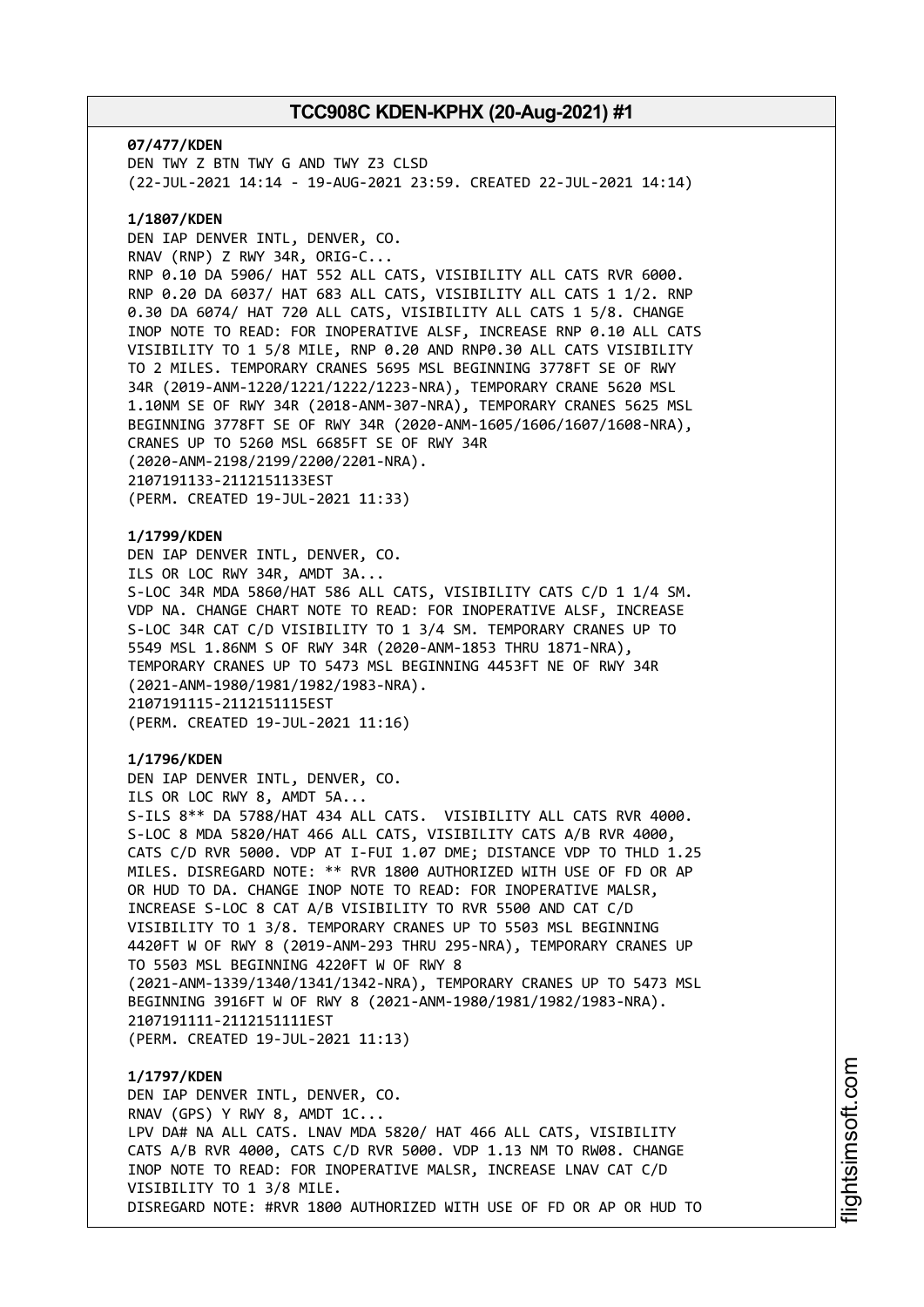**07/477/KDEN**
DEN TWY Z BTN TWY G AND TWY Z3 CLSD
(22-JUL-2021 14:14 - 19-AUG-2021 23:59. CREATED 22-JUL-2021 14:14)

**1/1807/KDEN**
DEN IAP DENVER INTL, DENVER, CO.
RNAV (RNP) Z RWY 34R, ORIG-C...
RNP 0.10 DA 5906/ HAT 552 ALL CATS, VISIBILITY ALL CATS RVR 6000.
RNP 0.20 DA 6037/ HAT 683 ALL CATS, VISIBILITY ALL CATS 1 1/2. RNP
0.30 DA 6074/ HAT 720 ALL CATS, VISIBILITY ALL CATS 1 5/8. CHANGE
INOP NOTE TO READ: FOR INOPERATIVE ALSF, INCREASE RNP 0.10 ALL CATS
VISIBILITY TO 1 5/8 MILE, RNP 0.20 AND RNP0.30 ALL CATS VISIBILITY
TO 2 MILES. TEMPORARY CRANES 5695 MSL BEGINNING 3778FT SE OF RWY
34R (2019-ANM-1220/1221/1222/1223-NRA), TEMPORARY CRANE 5620 MSL
1.10NM SE OF RWY 34R (2018-ANM-307-NRA), TEMPORARY CRANES 5625 MSL
BEGINNING 3778FT SE OF RWY 34R (2020-ANM-1605/1606/1607/1608-NRA),
CRANES UP TO 5260 MSL 6685FT SE OF RWY 34R
(2020-ANM-2198/2199/2200/2201-NRA).
2107191133-2112151133EST
(PERM. CREATED 19-JUL-2021 11:33)

**1/1799/KDEN**
DEN IAP DENVER INTL, DENVER, CO.
ILS OR LOC RWY 34R, AMDT 3A...
S-LOC 34R MDA 5860/HAT 586 ALL CATS, VISIBILITY CATS C/D 1 1/4 SM.
VDP NA. CHANGE CHART NOTE TO READ: FOR INOPERATIVE ALSF, INCREASE
S-LOC 34R CAT C/D VISIBILITY TO 1 3/4 SM. TEMPORARY CRANES UP TO
5549 MSL 1.86NM S OF RWY 34R (2020-ANM-1853 THRU 1871-NRA),
TEMPORARY CRANES UP TO 5473 MSL BEGINNING 4453FT NE OF RWY 34R
(2021-ANM-1980/1981/1982/1983-NRA).
2107191115-2112151115EST
(PERM. CREATED 19-JUL-2021 11:16)

**1/1796/KDEN**
DEN IAP DENVER INTL, DENVER, CO.
ILS OR LOC RWY 8, AMDT 5A...
S-ILS 8** DA 5788/HAT 434 ALL CATS. VISIBILITY ALL CATS RVR 4000.
S-LOC 8 MDA 5820/HAT 466 ALL CATS, VISIBILITY CATS A/B RVR 4000,
CATS C/D RVR 5000. VDP AT I-FUI 1.07 DME; DISTANCE VDP TO THLD 1.25
MILES. DISREGARD NOTE: ** RVR 1800 AUTHORIZED WITH USE OF FD OR AP
OR HUD TO DA. CHANGE INOP NOTE TO READ: FOR INOPERATIVE MALSR,
INCREASE S-LOC 8 CAT A/B VISIBILITY TO RVR 5500 AND CAT C/D
VISIBILITY TO 1 3/8. TEMPORARY CRANES UP TO 5503 MSL BEGINNING
4420FT W OF RWY 8 (2019-ANM-293 THRU 295-NRA), TEMPORARY CRANES UP
TO 5503 MSL BEGINNING 4220FT W OF RWY 8
(2021-ANM-1339/1340/1341/1342-NRA), TEMPORARY CRANES UP TO 5473 MSL
BEGINNING 3916FT W OF RWY 8 (2021-ANM-1980/1981/1982/1983-NRA).
2107191111-2112151111EST
(PERM. CREATED 19-JUL-2021 11:13)

**1/1797/KDEN**
DEN IAP DENVER INTL, DENVER, CO.
RNAV (GPS) Y RWY 8, AMDT 1C...
LPV DA# NA ALL CATS. LNAV MDA 5820/ HAT 466 ALL CATS, VISIBILITY
CATS A/B RVR 4000, CATS C/D RVR 5000. VDP 1.13 NM TO RW08. CHANGE
INOP NOTE TO READ: FOR INOPERATIVE MALSR, INCREASE LNAV CAT C/D
VISIBILITY TO 1 3/8 MILE.
DISREGARD NOTE: #RVR 1800 AUTHORIZED WITH USE OF FD OR AP OR HUD TO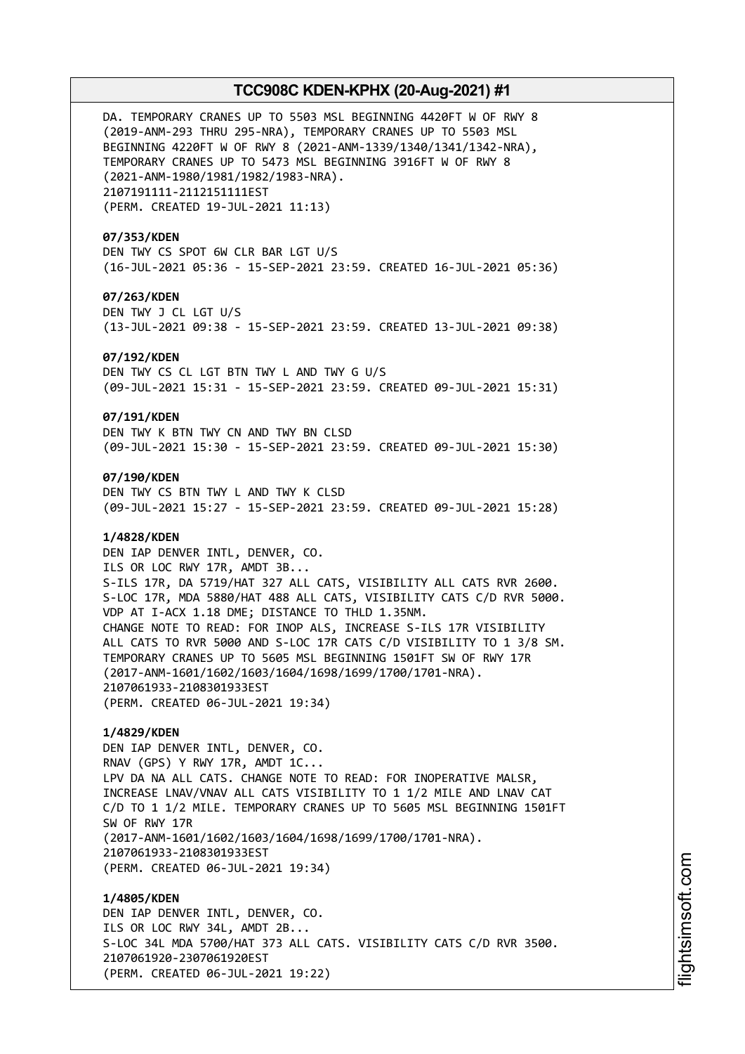DA. TEMPORARY CRANES UP TO 5503 MSL BEGINNING 4420FT W OF RWY 8 (2019-ANM-293 THRU 295-NRA), TEMPORARY CRANES UP TO 5503 MSL BEGINNING 4220FT W OF RWY 8 (2021-ANM-1339/1340/1341/1342-NRA), TEMPORARY CRANES UP TO 5473 MSL BEGINNING 3916FT W OF RWY 8 (2021-ANM-1980/1981/1982/1983-NRA).
2107191111-2112151111EST
(PERM. CREATED 19-JUL-2021 11:13)

**07/353/KDEN**
DEN TWY CS SPOT 6W CLR BAR LGT U/S
(16-JUL-2021 05:36 - 15-SEP-2021 23:59. CREATED 16-JUL-2021 05:36)

**07/263/KDEN**
DEN TWY J CL LGT U/S
(13-JUL-2021 09:38 - 15-SEP-2021 23:59. CREATED 13-JUL-2021 09:38)

**07/192/KDEN**
DEN TWY CS CL LGT BTN TWY L AND TWY G U/S
(09-JUL-2021 15:31 - 15-SEP-2021 23:59. CREATED 09-JUL-2021 15:31)

**07/191/KDEN**
DEN TWY K BTN TWY CN AND TWY BN CLSD
(09-JUL-2021 15:30 - 15-SEP-2021 23:59. CREATED 09-JUL-2021 15:30)

**07/190/KDEN**
DEN TWY CS BTN TWY L AND TWY K CLSD
(09-JUL-2021 15:27 - 15-SEP-2021 23:59. CREATED 09-JUL-2021 15:28)

**1/4828/KDEN**
DEN IAP DENVER INTL, DENVER, CO.
ILS OR LOC RWY 17R, AMDT 3B...
S-ILS 17R, DA 5719/HAT 327 ALL CATS, VISIBILITY ALL CATS RVR 2600.
S-LOC 17R, MDA 5880/HAT 488 ALL CATS, VISIBILITY CATS C/D RVR 5000.
VDP AT I-ACX 1.18 DME; DISTANCE TO THLD 1.35NM.
CHANGE NOTE TO READ: FOR INOP ALS, INCREASE S-ILS 17R VISIBILITY ALL CATS TO RVR 5000 AND S-LOC 17R CATS C/D VISIBILITY TO 1 3/8 SM.
TEMPORARY CRANES UP TO 5605 MSL BEGINNING 1501FT SW OF RWY 17R (2017-ANM-1601/1602/1603/1604/1698/1699/1700/1701-NRA).
2107061933-2108301933EST
(PERM. CREATED 06-JUL-2021 19:34)

**1/4829/KDEN**
DEN IAP DENVER INTL, DENVER, CO.
RNAV (GPS) Y RWY 17R, AMDT 1C...
LPV DA NA ALL CATS. CHANGE NOTE TO READ: FOR INOPERATIVE MALSR, INCREASE LNAV/VNAV ALL CATS VISIBILITY TO 1 1/2 MILE AND LNAV CAT C/D TO 1 1/2 MILE. TEMPORARY CRANES UP TO 5605 MSL BEGINNING 1501FT SW OF RWY 17R
(2017-ANM-1601/1602/1603/1604/1698/1699/1700/1701-NRA).
2107061933-2108301933EST
(PERM. CREATED 06-JUL-2021 19:34)

**1/4805/KDEN**
DEN IAP DENVER INTL, DENVER, CO.
ILS OR LOC RWY 34L, AMDT 2B...
S-LOC 34L MDA 5700/HAT 373 ALL CATS. VISIBILITY CATS C/D RVR 3500.
2107061920-2307061920EST
(PERM. CREATED 06-JUL-2021 19:22)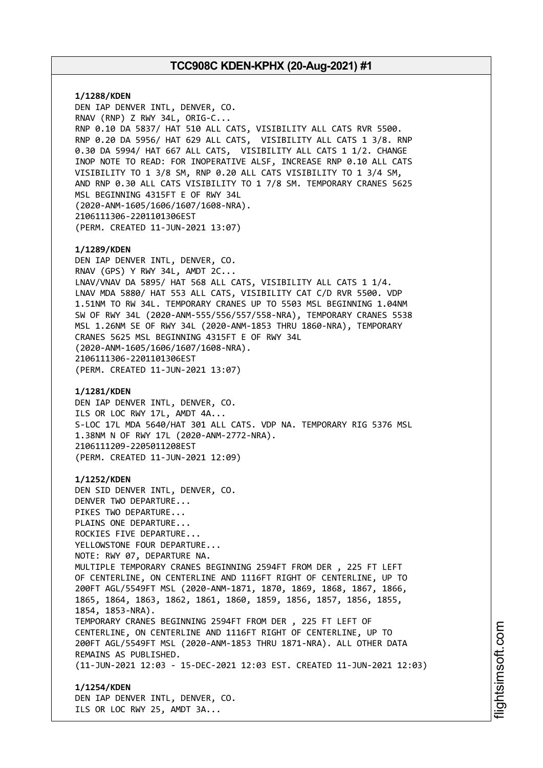**1/1288/KDEN**
DEN IAP DENVER INTL, DENVER, CO.
RNAV (RNP) Z RWY 34L, ORIG-C...
RNP 0.10 DA 5837/ HAT 510 ALL CATS, VISIBILITY ALL CATS RVR 5500.
RNP 0.20 DA 5956/ HAT 629 ALL CATS, VISIBILITY ALL CATS 1 3/8. RNP
0.30 DA 5994/ HAT 667 ALL CATS, VISIBILITY ALL CATS 1 1/2. CHANGE
INOP NOTE TO READ: FOR INOPERATIVE ALSF, INCREASE RNP 0.10 ALL CATS
VISIBILITY TO 1 3/8 SM, RNP 0.20 ALL CATS VISIBILITY TO 1 3/4 SM,
AND RNP 0.30 ALL CATS VISIBILITY TO 1 7/8 SM. TEMPORARY CRANES 5625
MSL BEGINNING 4315FT E OF RWY 34L
(2020-ANM-1605/1606/1607/1608-NRA).
2106111306-2201101306EST
(PERM. CREATED 11-JUN-2021 13:07)

**1/1289/KDEN**
DEN IAP DENVER INTL, DENVER, CO.
RNAV (GPS) Y RWY 34L, AMDT 2C...
LNAV/VNAV DA 5895/ HAT 568 ALL CATS, VISIBILITY ALL CATS 1 1/4.
LNAV MDA 5880/ HAT 553 ALL CATS, VISIBILITY CAT C/D RVR 5500. VDP
1.51NM TO RW 34L. TEMPORARY CRANES UP TO 5503 MSL BEGINNING 1.04NM
SW OF RWY 34L (2020-ANM-555/556/557/558-NRA), TEMPORARY CRANES 5538
MSL 1.26NM SE OF RWY 34L (2020-ANM-1853 THRU 1860-NRA), TEMPORARY
CRANES 5625 MSL BEGINNING 4315FT E OF RWY 34L
(2020-ANM-1605/1606/1607/1608-NRA).
2106111306-2201101306EST
(PERM. CREATED 11-JUN-2021 13:07)

**1/1281/KDEN**
DEN IAP DENVER INTL, DENVER, CO.
ILS OR LOC RWY 17L, AMDT 4A...
S-LOC 17L MDA 5640/HAT 301 ALL CATS. VDP NA. TEMPORARY RIG 5376 MSL
1.38NM N OF RWY 17L (2020-ANM-2772-NRA).
2106111209-2205011208EST
(PERM. CREATED 11-JUN-2021 12:09)

**1/1252/KDEN**
DEN SID DENVER INTL, DENVER, CO.
DENVER TWO DEPARTURE...
PIKES TWO DEPARTURE...
PLAINS ONE DEPARTURE...
ROCKIES FIVE DEPARTURE...
YELLOWSTONE FOUR DEPARTURE...
NOTE: RWY 07, DEPARTURE NA.
MULTIPLE TEMPORARY CRANES BEGINNING 2594FT FROM DER , 225 FT LEFT
OF CENTERLINE, ON CENTERLINE AND 1116FT RIGHT OF CENTERLINE, UP TO
200FT AGL/5549FT MSL (2020-ANM-1871, 1870, 1869, 1868, 1867, 1866,
1865, 1864, 1863, 1862, 1861, 1860, 1859, 1856, 1857, 1856, 1855,
1854, 1853-NRA).
TEMPORARY CRANES BEGINNING 2594FT FROM DER , 225 FT LEFT OF
CENTERLINE, ON CENTERLINE AND 1116FT RIGHT OF CENTERLINE, UP TO
200FT AGL/5549FT MSL (2020-ANM-1853 THRU 1871-NRA). ALL OTHER DATA
REMAINS AS PUBLISHED.
(11-JUN-2021 12:03 - 15-DEC-2021 12:03 EST. CREATED 11-JUN-2021 12:03)

**1/1254/KDEN**
DEN IAP DENVER INTL, DENVER, CO.
ILS OR LOC RWY 25, AMDT 3A...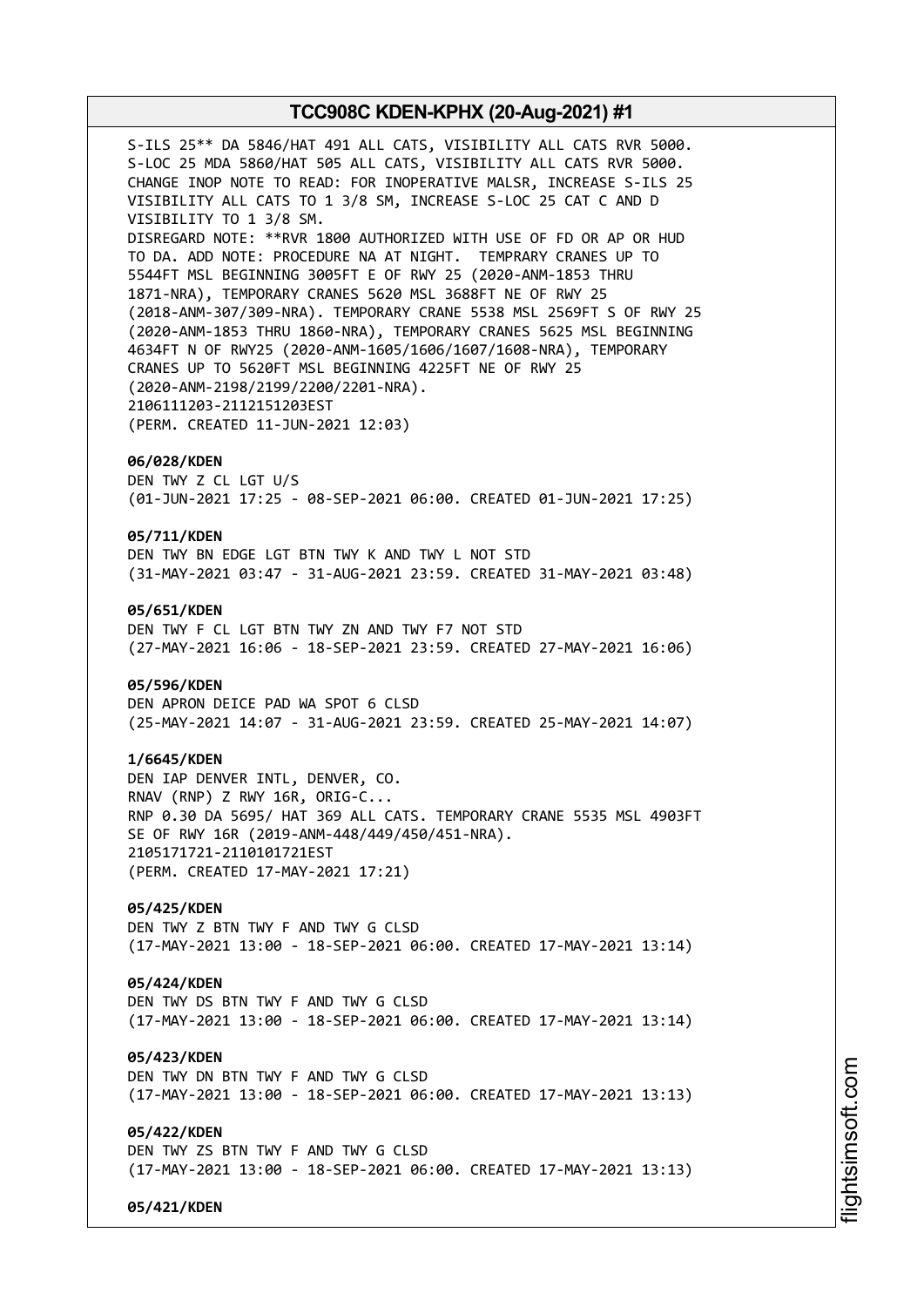S-ILS 25** DA 5846/HAT 491 ALL CATS, VISIBILITY ALL CATS RVR 5000.
S-LOC 25 MDA 5860/HAT 505 ALL CATS, VISIBILITY ALL CATS RVR 5000.
CHANGE INOP NOTE TO READ: FOR INOPERATIVE MALSR, INCREASE S-ILS 25 VISIBILITY ALL CATS TO 1 3/8 SM, INCREASE S-LOC 25 CAT C AND D VISIBILITY TO 1 3/8 SM.
DISREGARD NOTE: **RVR 1800 AUTHORIZED WITH USE OF FD OR AP OR HUD TO DA. ADD NOTE: PROCEDURE NA AT NIGHT. TEMPRARY CRANES UP TO 5544FT MSL BEGINNING 3005FT E OF RWY 25 (2020-ANM-1853 THRU 1871-NRA), TEMPORARY CRANES 5620 MSL 3688FT NE OF RWY 25 (2018-ANM-307/309-NRA). TEMPORARY CRANE 5538 MSL 2569FT S OF RWY 25 (2020-ANM-1853 THRU 1860-NRA), TEMPORARY CRANES 5625 MSL BEGINNING 4634FT N OF RWY25 (2020-ANM-1605/1606/1607/1608-NRA), TEMPORARY CRANES UP TO 5620FT MSL BEGINNING 4225FT NE OF RWY 25 (2020-ANM-2198/2199/2200/2201-NRA).
2106111203-2112151203EST
(PERM. CREATED 11-JUN-2021 12:03)

**06/028/KDEN**
DEN TWY Z CL LGT U/S
(01-JUN-2021 17:25 - 08-SEP-2021 06:00. CREATED 01-JUN-2021 17:25)

**05/711/KDEN**
DEN TWY BN EDGE LGT BTN TWY K AND TWY L NOT STD
(31-MAY-2021 03:47 - 31-AUG-2021 23:59. CREATED 31-MAY-2021 03:48)

**05/651/KDEN**
DEN TWY F CL LGT BTN TWY ZN AND TWY F7 NOT STD
(27-MAY-2021 16:06 - 18-SEP-2021 23:59. CREATED 27-MAY-2021 16:06)

**05/596/KDEN**
DEN APRON DEICE PAD WA SPOT 6 CLSD
(25-MAY-2021 14:07 - 31-AUG-2021 23:59. CREATED 25-MAY-2021 14:07)

**1/6645/KDEN**
DEN IAP DENVER INTL, DENVER, CO.
RNAV (RNP) Z RWY 16R, ORIG-C...
RNP 0.30 DA 5695/ HAT 369 ALL CATS. TEMPORARY CRANE 5535 MSL 4903FT SE OF RWY 16R (2019-ANM-448/449/450/451-NRA).
2105171721-2110101721EST
(PERM. CREATED 17-MAY-2021 17:21)

**05/425/KDEN**
DEN TWY Z BTN TWY F AND TWY G CLSD
(17-MAY-2021 13:00 - 18-SEP-2021 06:00. CREATED 17-MAY-2021 13:14)

**05/424/KDEN**
DEN TWY DS BTN TWY F AND TWY G CLSD
(17-MAY-2021 13:00 - 18-SEP-2021 06:00. CREATED 17-MAY-2021 13:14)

**05/423/KDEN**
DEN TWY DN BTN TWY F AND TWY G CLSD
(17-MAY-2021 13:00 - 18-SEP-2021 06:00. CREATED 17-MAY-2021 13:13)

**05/422/KDEN**
DEN TWY ZS BTN TWY F AND TWY G CLSD
(17-MAY-2021 13:00 - 18-SEP-2021 06:00. CREATED 17-MAY-2021 13:13)

**05/421/KDEN**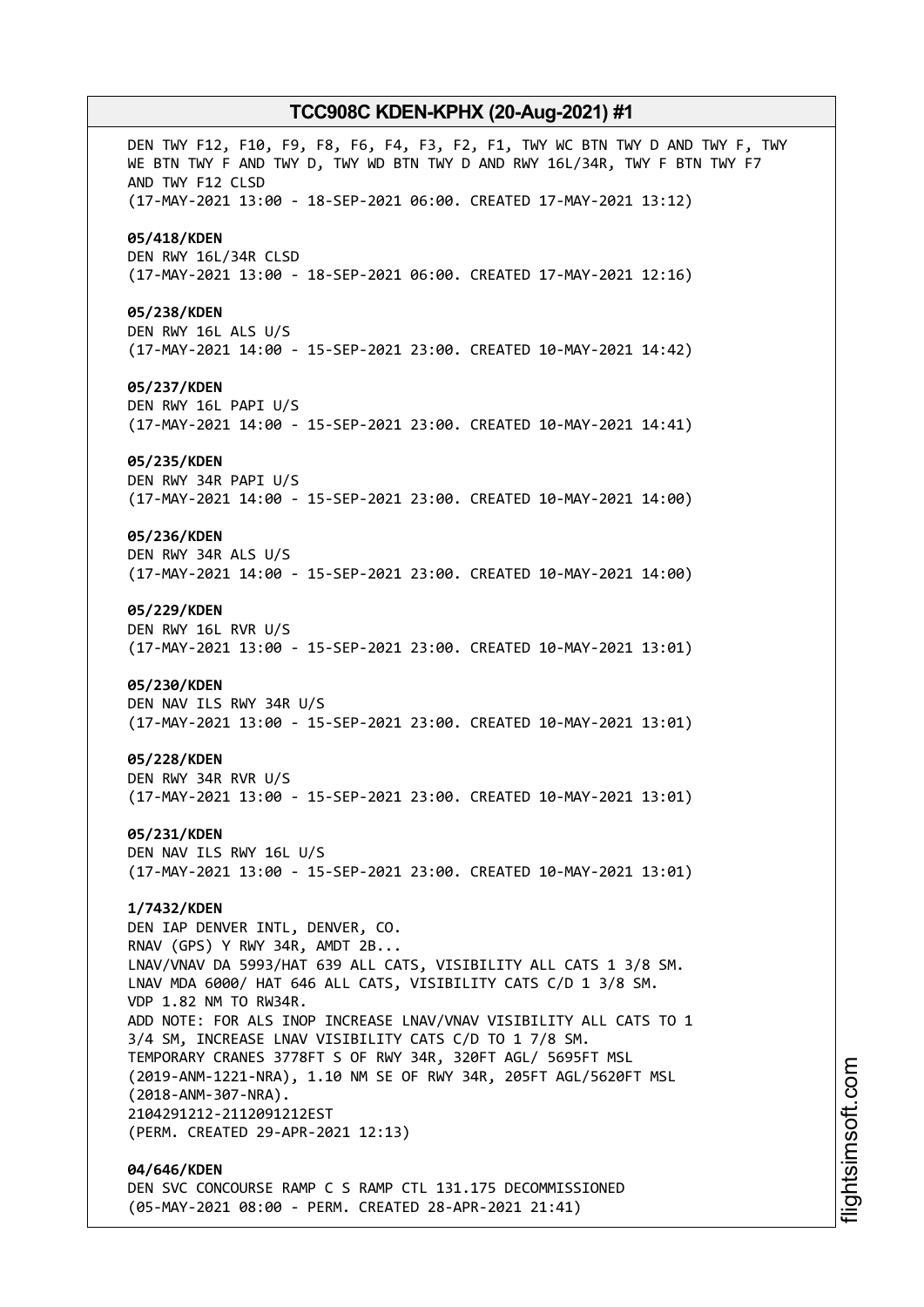DEN TWY F12, F10, F9, F8, F6, F4, F3, F2, F1, TWY WC BTN TWY D AND TWY F, TWY WE BTN TWY F AND TWY D, TWY WD BTN TWY D AND RWY 16L/34R, TWY F BTN TWY F7 AND TWY F12 CLSD
(17-MAY-2021 13:00 - 18-SEP-2021 06:00. CREATED 17-MAY-2021 13:12)

**05/418/KDEN**
DEN RWY 16L/34R CLSD
(17-MAY-2021 13:00 - 18-SEP-2021 06:00. CREATED 17-MAY-2021 12:16)

**05/238/KDEN**
DEN RWY 16L ALS U/S
(17-MAY-2021 14:00 - 15-SEP-2021 23:00. CREATED 10-MAY-2021 14:42)

**05/237/KDEN**
DEN RWY 16L PAPI U/S
(17-MAY-2021 14:00 - 15-SEP-2021 23:00. CREATED 10-MAY-2021 14:41)

**05/235/KDEN**
DEN RWY 34R PAPI U/S
(17-MAY-2021 14:00 - 15-SEP-2021 23:00. CREATED 10-MAY-2021 14:00)

**05/236/KDEN**
DEN RWY 34R ALS U/S
(17-MAY-2021 14:00 - 15-SEP-2021 23:00. CREATED 10-MAY-2021 14:00)

**05/229/KDEN**
DEN RWY 16L RVR U/S
(17-MAY-2021 13:00 - 15-SEP-2021 23:00. CREATED 10-MAY-2021 13:01)

**05/230/KDEN**
DEN NAV ILS RWY 34R U/S
(17-MAY-2021 13:00 - 15-SEP-2021 23:00. CREATED 10-MAY-2021 13:01)

**05/228/KDEN**
DEN RWY 34R RVR U/S
(17-MAY-2021 13:00 - 15-SEP-2021 23:00. CREATED 10-MAY-2021 13:01)

**05/231/KDEN**
DEN NAV ILS RWY 16L U/S
(17-MAY-2021 13:00 - 15-SEP-2021 23:00. CREATED 10-MAY-2021 13:01)

**1/7432/KDEN**
DEN IAP DENVER INTL, DENVER, CO.
RNAV (GPS) Y RWY 34R, AMDT 2B...
LNAV/VNAV DA 5993/HAT 639 ALL CATS, VISIBILITY ALL CATS 1 3/8 SM.
LNAV MDA 6000/ HAT 646 ALL CATS, VISIBILITY CATS C/D 1 3/8 SM.
VDP 1.82 NM TO RW34R.
ADD NOTE: FOR ALS INOP INCREASE LNAV/VNAV VISIBILITY ALL CATS TO 1 3/4 SM, INCREASE LNAV VISIBILITY CATS C/D TO 1 7/8 SM.
TEMPORARY CRANES 3778FT S OF RWY 34R, 320FT AGL/ 5695FT MSL (2019-ANM-1221-NRA), 1.10 NM SE OF RWY 34R, 205FT AGL/5620FT MSL (2018-ANM-307-NRA).
2104291212-2112091212EST
(PERM. CREATED 29-APR-2021 12:13)

**04/646/KDEN**
DEN SVC CONCOURSE RAMP C S RAMP CTL 131.175 DECOMMISSIONED
(05-MAY-2021 08:00 - PERM. CREATED 28-APR-2021 21:41)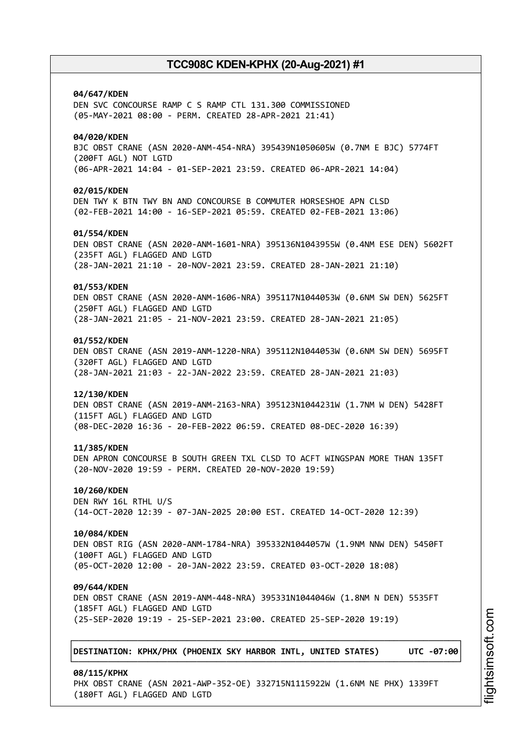**04/647/KDEN**
DEN SVC CONCOURSE RAMP C S RAMP CTL 131.300 COMMISSIONED
(05-MAY-2021 08:00 - PERM. CREATED 28-APR-2021 21:41)

**04/020/KDEN**
BJC OBST CRANE (ASN 2020-ANM-454-NRA) 395439N1050605W (0.7NM E BJC) 5774FT
(200FT AGL) NOT LGTD
(06-APR-2021 14:04 - 01-SEP-2021 23:59. CREATED 06-APR-2021 14:04)

**02/015/KDEN**
DEN TWY K BTN TWY BN AND CONCOURSE B COMMUTER HORSESHOE APN CLSD
(02-FEB-2021 14:00 - 16-SEP-2021 05:59. CREATED 02-FEB-2021 13:06)

**01/554/KDEN**
DEN OBST CRANE (ASN 2020-ANM-1601-NRA) 395136N1043955W (0.4NM ESE DEN) 5602FT
(235FT AGL) FLAGGED AND LGTD
(28-JAN-2021 21:10 - 20-NOV-2021 23:59. CREATED 28-JAN-2021 21:10)

**01/553/KDEN**
DEN OBST CRANE (ASN 2020-ANM-1606-NRA) 395117N1044053W (0.6NM SW DEN) 5625FT
(250FT AGL) FLAGGED AND LGTD
(28-JAN-2021 21:05 - 21-NOV-2021 23:59. CREATED 28-JAN-2021 21:05)

**01/552/KDEN**
DEN OBST CRANE (ASN 2019-ANM-1220-NRA) 395112N1044053W (0.6NM SW DEN) 5695FT
(320FT AGL) FLAGGED AND LGTD
(28-JAN-2021 21:03 - 22-JAN-2022 23:59. CREATED 28-JAN-2021 21:03)

**12/130/KDEN**
DEN OBST CRANE (ASN 2019-ANM-2163-NRA) 395123N1044231W (1.7NM W DEN) 5428FT
(115FT AGL) FLAGGED AND LGTD
(08-DEC-2020 16:36 - 20-FEB-2022 06:59. CREATED 08-DEC-2020 16:39)

**11/385/KDEN**
DEN APRON CONCOURSE B SOUTH GREEN TXL CLSD TO ACFT WINGSPAN MORE THAN 135FT
(20-NOV-2020 19:59 - PERM. CREATED 20-NOV-2020 19:59)

**10/260/KDEN**
DEN RWY 16L RTHL U/S
(14-OCT-2020 12:39 - 07-JAN-2025 20:00 EST. CREATED 14-OCT-2020 12:39)

**10/084/KDEN**
DEN OBST RIG (ASN 2020-ANM-1784-NRA) 395332N1044057W (1.9NM NNW DEN) 5450FT
(100FT AGL) FLAGGED AND LGTD
(05-OCT-2020 12:00 - 20-JAN-2022 23:59. CREATED 03-OCT-2020 18:08)

**09/644/KDEN**
DEN OBST CRANE (ASN 2019-ANM-448-NRA) 395331N1044046W (1.8NM N DEN) 5535FT
(185FT AGL) FLAGGED AND LGTD
(25-SEP-2020 19:19 - 25-SEP-2021 23:00. CREATED 25-SEP-2020 19:19)

**DESTINATION: KPHX/PHX (PHOENIX SKY HARBOR INTL, UNITED STATES) UTC -07:00**

**08/115/KPHX**
PHX OBST CRANE (ASN 2021-AWP-352-OE) 332715N1115922W (1.6NM NE PHX) 1339FT
(180FT AGL) FLAGGED AND LGTD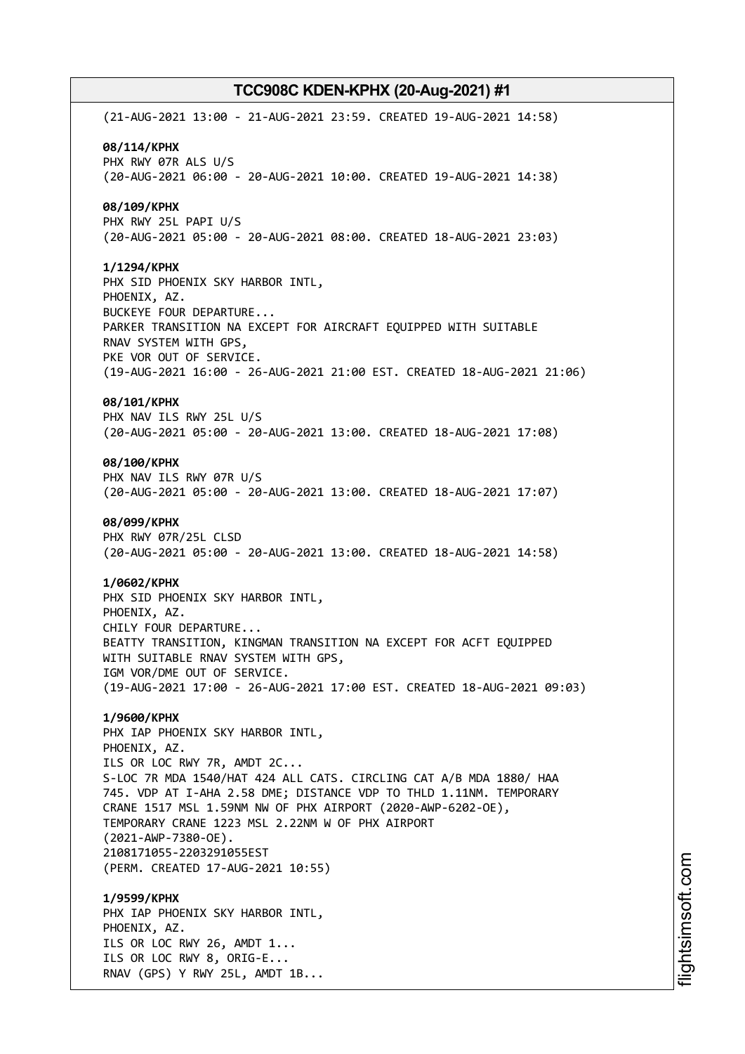(21-AUG-2021 13:00 - 21-AUG-2021 23:59. CREATED 19-AUG-2021 14:58)

**08/114/KPHX**
PHX RWY 07R ALS U/S
(20-AUG-2021 06:00 - 20-AUG-2021 10:00. CREATED 19-AUG-2021 14:38)

**08/109/KPHX**
PHX RWY 25L PAPI U/S
(20-AUG-2021 05:00 - 20-AUG-2021 08:00. CREATED 18-AUG-2021 23:03)

**1/1294/KPHX**
PHX SID PHOENIX SKY HARBOR INTL,
PHOENIX, AZ.
BUCKEYE FOUR DEPARTURE...
PARKER TRANSITION NA EXCEPT FOR AIRCRAFT EQUIPPED WITH SUITABLE
RNAV SYSTEM WITH GPS,
PKE VOR OUT OF SERVICE.
(19-AUG-2021 16:00 - 26-AUG-2021 21:00 EST. CREATED 18-AUG-2021 21:06)

**08/101/KPHX**
PHX NAV ILS RWY 25L U/S
(20-AUG-2021 05:00 - 20-AUG-2021 13:00. CREATED 18-AUG-2021 17:08)

**08/100/KPHX**
PHX NAV ILS RWY 07R U/S
(20-AUG-2021 05:00 - 20-AUG-2021 13:00. CREATED 18-AUG-2021 17:07)

**08/099/KPHX**
PHX RWY 07R/25L CLSD
(20-AUG-2021 05:00 - 20-AUG-2021 13:00. CREATED 18-AUG-2021 14:58)

**1/0602/KPHX**
PHX SID PHOENIX SKY HARBOR INTL,
PHOENIX, AZ.
CHILY FOUR DEPARTURE...
BEATTY TRANSITION, KINGMAN TRANSITION NA EXCEPT FOR ACFT EQUIPPED
WITH SUITABLE RNAV SYSTEM WITH GPS,
IGM VOR/DME OUT OF SERVICE.
(19-AUG-2021 17:00 - 26-AUG-2021 17:00 EST. CREATED 18-AUG-2021 09:03)

**1/9600/KPHX**
PHX IAP PHOENIX SKY HARBOR INTL,
PHOENIX, AZ.
ILS OR LOC RWY 7R, AMDT 2C...
S-LOC 7R MDA 1540/HAT 424 ALL CATS. CIRCLING CAT A/B MDA 1880/ HAA
745. VDP AT I-AHA 2.58 DME; DISTANCE VDP TO THLD 1.11NM. TEMPORARY
CRANE 1517 MSL 1.59NM NW OF PHX AIRPORT (2020-AWP-6202-OE),
TEMPORARY CRANE 1223 MSL 2.22NM W OF PHX AIRPORT
(2021-AWP-7380-OE).
2108171055-2203291055EST
(PERM. CREATED 17-AUG-2021 10:55)

**1/9599/KPHX**
PHX IAP PHOENIX SKY HARBOR INTL,
PHOENIX, AZ.
ILS OR LOC RWY 26, AMDT 1...
ILS OR LOC RWY 8, ORIG-E...
RNAV (GPS) Y RWY 25L, AMDT 1B...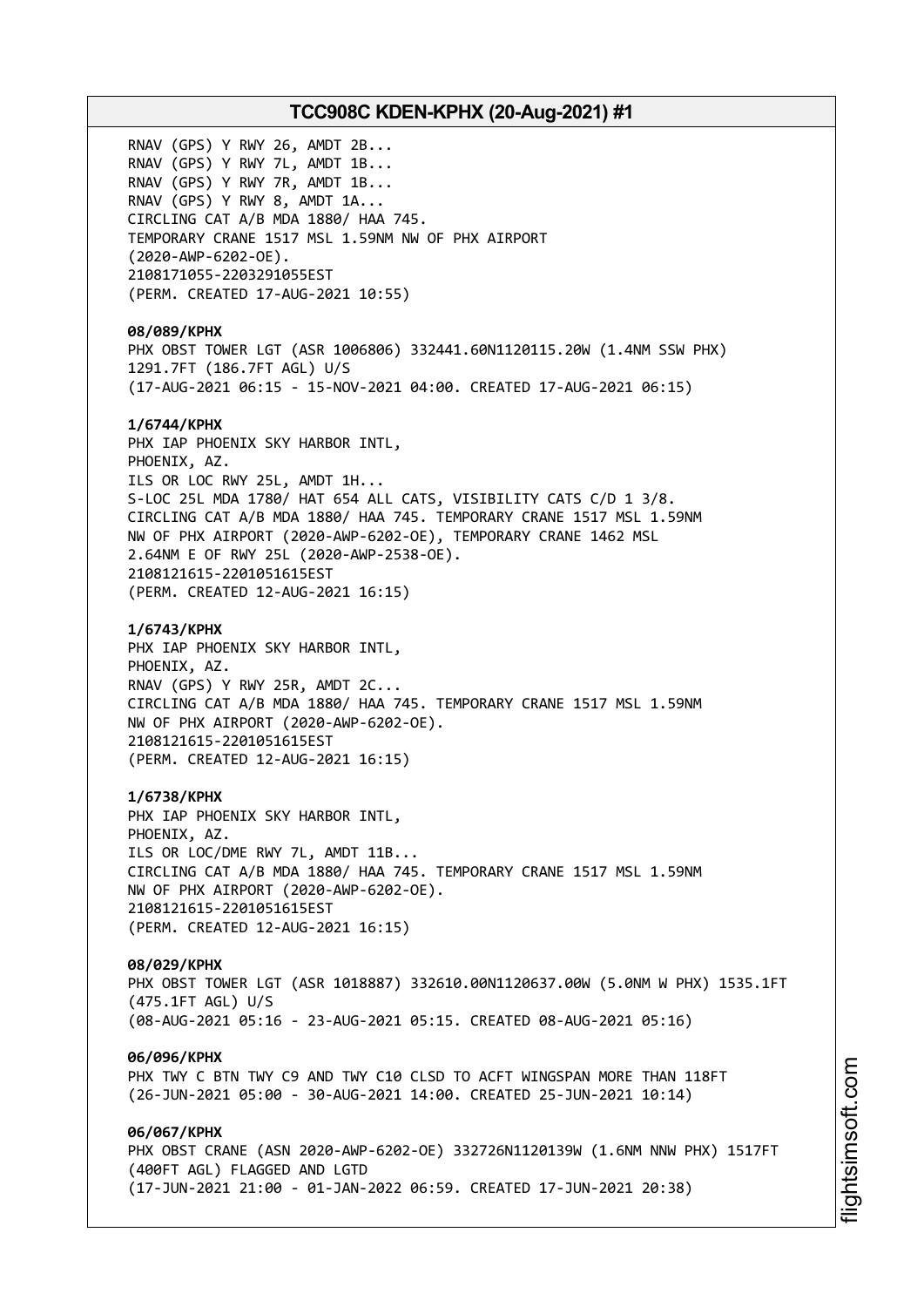RNAV (GPS) Y RWY 26, AMDT 2B...
RNAV (GPS) Y RWY 7L, AMDT 1B...
RNAV (GPS) Y RWY 7R, AMDT 1B...
RNAV (GPS) Y RWY 8, AMDT 1A...
CIRCLING CAT A/B MDA 1880/ HAA 745.
TEMPORARY CRANE 1517 MSL 1.59NM NW OF PHX AIRPORT
(2020-AWP-6202-OE).
2108171055-2203291055EST
(PERM. CREATED 17-AUG-2021 10:55)

**08/089/KPHX**
PHX OBST TOWER LGT (ASR 1006806) 332441.60N1120115.20W (1.4NM SSW PHX)
1291.7FT (186.7FT AGL) U/S
(17-AUG-2021 06:15 - 15-NOV-2021 04:00. CREATED 17-AUG-2021 06:15)

**1/6744/KPHX**
PHX IAP PHOENIX SKY HARBOR INTL,
PHOENIX, AZ.
ILS OR LOC RWY 25L, AMDT 1H...
S-LOC 25L MDA 1780/ HAT 654 ALL CATS, VISIBILITY CATS C/D 1 3/8.
CIRCLING CAT A/B MDA 1880/ HAA 745. TEMPORARY CRANE 1517 MSL 1.59NM
NW OF PHX AIRPORT (2020-AWP-6202-OE), TEMPORARY CRANE 1462 MSL
2.64NM E OF RWY 25L (2020-AWP-2538-OE).
2108121615-2201051615EST
(PERM. CREATED 12-AUG-2021 16:15)

**1/6743/KPHX**
PHX IAP PHOENIX SKY HARBOR INTL,
PHOENIX, AZ.
RNAV (GPS) Y RWY 25R, AMDT 2C...
CIRCLING CAT A/B MDA 1880/ HAA 745. TEMPORARY CRANE 1517 MSL 1.59NM
NW OF PHX AIRPORT (2020-AWP-6202-OE).
2108121615-2201051615EST
(PERM. CREATED 12-AUG-2021 16:15)

**1/6738/KPHX**
PHX IAP PHOENIX SKY HARBOR INTL,
PHOENIX, AZ.
ILS OR LOC/DME RWY 7L, AMDT 11B...
CIRCLING CAT A/B MDA 1880/ HAA 745. TEMPORARY CRANE 1517 MSL 1.59NM
NW OF PHX AIRPORT (2020-AWP-6202-OE).
2108121615-2201051615EST
(PERM. CREATED 12-AUG-2021 16:15)

**08/029/KPHX**
PHX OBST TOWER LGT (ASR 1018887) 332610.00N1120637.00W (5.0NM W PHX) 1535.1FT
(475.1FT AGL) U/S
(08-AUG-2021 05:16 - 23-AUG-2021 05:15. CREATED 08-AUG-2021 05:16)

**06/096/KPHX**
PHX TWY C BTN TWY C9 AND TWY C10 CLSD TO ACFT WINGSPAN MORE THAN 118FT
(26-JUN-2021 05:00 - 30-AUG-2021 14:00. CREATED 25-JUN-2021 10:14)

**06/067/KPHX**
PHX OBST CRANE (ASN 2020-AWP-6202-OE) 332726N1120139W (1.6NM NNW PHX) 1517FT
(400FT AGL) FLAGGED AND LGTD
(17-JUN-2021 21:00 - 01-JAN-2022 06:59. CREATED 17-JUN-2021 20:38)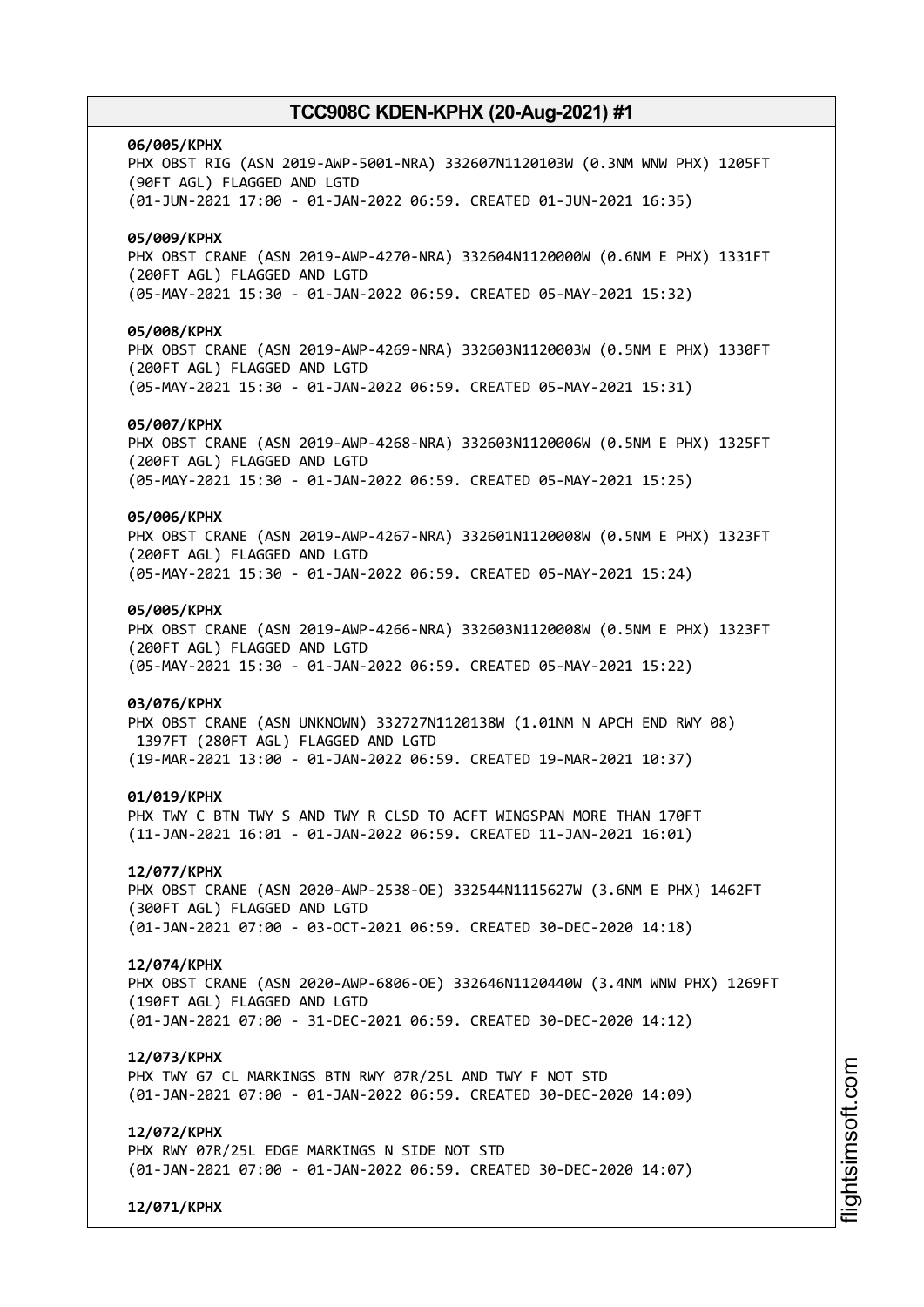**06/005/KPHX**
PHX OBST RIG (ASN 2019-AWP-5001-NRA) 332607N1120103W (0.3NM WNW PHX) 1205FT (90FT AGL) FLAGGED AND LGTD
(01-JUN-2021 17:00 - 01-JAN-2022 06:59. CREATED 01-JUN-2021 16:35)

**05/009/KPHX**
PHX OBST CRANE (ASN 2019-AWP-4270-NRA) 332604N1120000W (0.6NM E PHX) 1331FT (200FT AGL) FLAGGED AND LGTD
(05-MAY-2021 15:30 - 01-JAN-2022 06:59. CREATED 05-MAY-2021 15:32)

**05/008/KPHX**
PHX OBST CRANE (ASN 2019-AWP-4269-NRA) 332603N1120003W (0.5NM E PHX) 1330FT (200FT AGL) FLAGGED AND LGTD
(05-MAY-2021 15:30 - 01-JAN-2022 06:59. CREATED 05-MAY-2021 15:31)

**05/007/KPHX**
PHX OBST CRANE (ASN 2019-AWP-4268-NRA) 332603N1120006W (0.5NM E PHX) 1325FT (200FT AGL) FLAGGED AND LGTD
(05-MAY-2021 15:30 - 01-JAN-2022 06:59. CREATED 05-MAY-2021 15:25)

**05/006/KPHX**
PHX OBST CRANE (ASN 2019-AWP-4267-NRA) 332601N1120008W (0.5NM E PHX) 1323FT (200FT AGL) FLAGGED AND LGTD
(05-MAY-2021 15:30 - 01-JAN-2022 06:59. CREATED 05-MAY-2021 15:24)

**05/005/KPHX**
PHX OBST CRANE (ASN 2019-AWP-4266-NRA) 332603N1120008W (0.5NM E PHX) 1323FT (200FT AGL) FLAGGED AND LGTD
(05-MAY-2021 15:30 - 01-JAN-2022 06:59. CREATED 05-MAY-2021 15:22)

**03/076/KPHX**
PHX OBST CRANE (ASN UNKNOWN) 332727N1120138W (1.01NM N APCH END RWY 08) 1397FT (280FT AGL) FLAGGED AND LGTD
(19-MAR-2021 13:00 - 01-JAN-2022 06:59. CREATED 19-MAR-2021 10:37)

**01/019/KPHX**
PHX TWY C BTN TWY S AND TWY R CLSD TO ACFT WINGSPAN MORE THAN 170FT
(11-JAN-2021 16:01 - 01-JAN-2022 06:59. CREATED 11-JAN-2021 16:01)

**12/077/KPHX**
PHX OBST CRANE (ASN 2020-AWP-2538-OE) 332544N1115627W (3.6NM E PHX) 1462FT (300FT AGL) FLAGGED AND LGTD
(01-JAN-2021 07:00 - 03-OCT-2021 06:59. CREATED 30-DEC-2020 14:18)

**12/074/KPHX**
PHX OBST CRANE (ASN 2020-AWP-6806-OE) 332646N1120440W (3.4NM WNW PHX) 1269FT (190FT AGL) FLAGGED AND LGTD
(01-JAN-2021 07:00 - 31-DEC-2021 06:59. CREATED 30-DEC-2020 14:12)

**12/073/KPHX**
PHX TWY G7 CL MARKINGS BTN RWY 07R/25L AND TWY F NOT STD
(01-JAN-2021 07:00 - 01-JAN-2022 06:59. CREATED 30-DEC-2020 14:09)

**12/072/KPHX**
PHX RWY 07R/25L EDGE MARKINGS N SIDE NOT STD
(01-JAN-2021 07:00 - 01-JAN-2022 06:59. CREATED 30-DEC-2020 14:07)

**12/071/KPHX**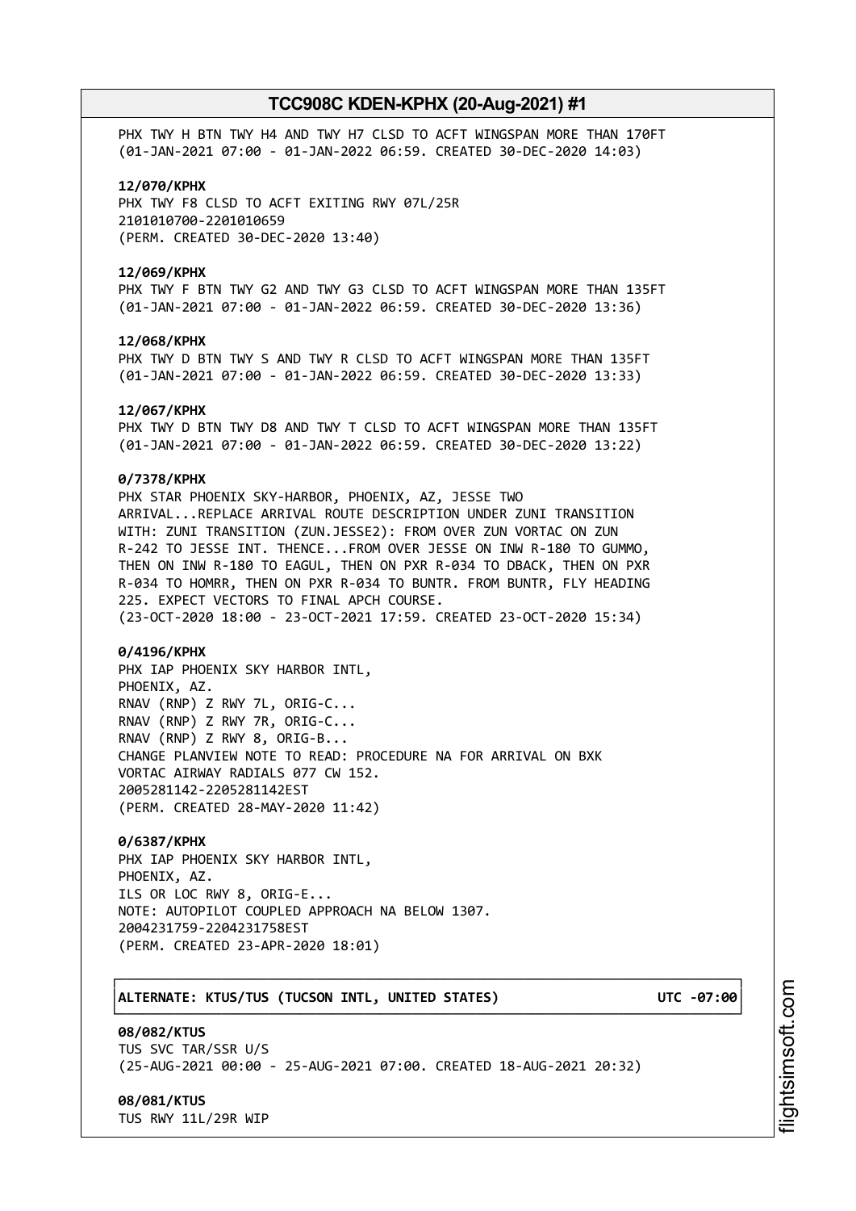PHX TWY H BTN TWY H4 AND TWY H7 CLSD TO ACFT WINGSPAN MORE THAN 170FT
(01-JAN-2021 07:00 - 01-JAN-2022 06:59. CREATED 30-DEC-2020 14:03)

**12/070/KPHX**
PHX TWY F8 CLSD TO ACFT EXITING RWY 07L/25R
2101010700-2201010659
(PERM. CREATED 30-DEC-2020 13:40)

**12/069/KPHX**
PHX TWY F BTN TWY G2 AND TWY G3 CLSD TO ACFT WINGSPAN MORE THAN 135FT
(01-JAN-2021 07:00 - 01-JAN-2022 06:59. CREATED 30-DEC-2020 13:36)

**12/068/KPHX**
PHX TWY D BTN TWY S AND TWY R CLSD TO ACFT WINGSPAN MORE THAN 135FT
(01-JAN-2021 07:00 - 01-JAN-2022 06:59. CREATED 30-DEC-2020 13:33)

**12/067/KPHX**
PHX TWY D BTN TWY D8 AND TWY T CLSD TO ACFT WINGSPAN MORE THAN 135FT
(01-JAN-2021 07:00 - 01-JAN-2022 06:59. CREATED 30-DEC-2020 13:22)

**0/7378/KPHX**
PHX STAR PHOENIX SKY-HARBOR, PHOENIX, AZ, JESSE TWO
ARRIVAL...REPLACE ARRIVAL ROUTE DESCRIPTION UNDER ZUNI TRANSITION
WITH: ZUNI TRANSITION (ZUN.JESSE2): FROM OVER ZUN VORTAC ON ZUN
R-242 TO JESSE INT. THENCE...FROM OVER JESSE ON INW R-180 TO GUMMO,
THEN ON INW R-180 TO EAGUL, THEN ON PXR R-034 TO DBACK, THEN ON PXR
R-034 TO HOMRR, THEN ON PXR R-034 TO BUNTR. FROM BUNTR, FLY HEADING
225. EXPECT VECTORS TO FINAL APCH COURSE.
(23-OCT-2020 18:00 - 23-OCT-2021 17:59. CREATED 23-OCT-2020 15:34)

**0/4196/KPHX**
PHX IAP PHOENIX SKY HARBOR INTL,
PHOENIX, AZ.
RNAV (RNP) Z RWY 7L, ORIG-C...
RNAV (RNP) Z RWY 7R, ORIG-C...
RNAV (RNP) Z RWY 8, ORIG-B...
CHANGE PLANVIEW NOTE TO READ: PROCEDURE NA FOR ARRIVAL ON BXK
VORTAC AIRWAY RADIALS 077 CW 152.
2005281142-2205281142EST
(PERM. CREATED 28-MAY-2020 11:42)

**0/6387/KPHX**
PHX IAP PHOENIX SKY HARBOR INTL,
PHOENIX, AZ.
ILS OR LOC RWY 8, ORIG-E...
NOTE: AUTOPILOT COUPLED APPROACH NA BELOW 1307.
2004231759-2204231758EST
(PERM. CREATED 23-APR-2020 18:01)

**ALTERNATE: KTUS/TUS (TUCSON INTL, UNITED STATES) UTC -07:00**

**08/082/KTUS**
TUS SVC TAR/SSR U/S
(25-AUG-2021 00:00 - 25-AUG-2021 07:00. CREATED 18-AUG-2021 20:32)

**08/081/KTUS**
TUS RWY 11L/29R WIP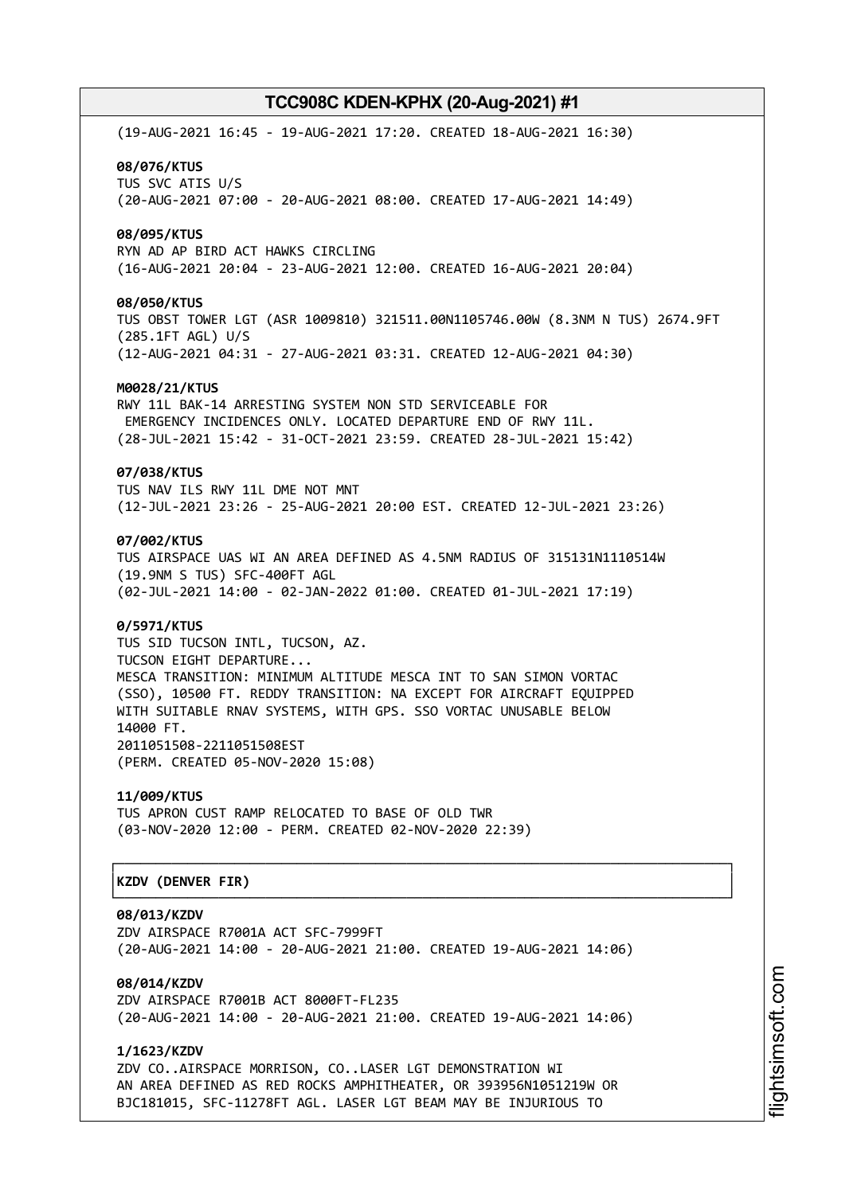(19-AUG-2021 16:45 - 19-AUG-2021 17:20. CREATED 18-AUG-2021 16:30)

**08/076/KTUS**
TUS SVC ATIS U/S
(20-AUG-2021 07:00 - 20-AUG-2021 08:00. CREATED 17-AUG-2021 14:49)

**08/095/KTUS**
RYN AD AP BIRD ACT HAWKS CIRCLING
(16-AUG-2021 20:04 - 23-AUG-2021 12:00. CREATED 16-AUG-2021 20:04)

**08/050/KTUS**
TUS OBST TOWER LGT (ASR 1009810) 321511.00N1105746.00W (8.3NM N TUS) 2674.9FT (285.1FT AGL) U/S
(12-AUG-2021 04:31 - 27-AUG-2021 03:31. CREATED 12-AUG-2021 04:30)

**M0028/21/KTUS**
RWY 11L BAK-14 ARRESTING SYSTEM NON STD SERVICEABLE FOR EMERGENCY INCIDENCES ONLY. LOCATED DEPARTURE END OF RWY 11L.
(28-JUL-2021 15:42 - 31-OCT-2021 23:59. CREATED 28-JUL-2021 15:42)

**07/038/KTUS**
TUS NAV ILS RWY 11L DME NOT MNT
(12-JUL-2021 23:26 - 25-AUG-2021 20:00 EST. CREATED 12-JUL-2021 23:26)

**07/002/KTUS**
TUS AIRSPACE UAS WI AN AREA DEFINED AS 4.5NM RADIUS OF 315131N1110514W (19.9NM S TUS) SFC-400FT AGL
(02-JUL-2021 14:00 - 02-JAN-2022 01:00. CREATED 01-JUL-2021 17:19)

**0/5971/KTUS**
TUS SID TUCSON INTL, TUCSON, AZ.
TUCSON EIGHT DEPARTURE...
MESCA TRANSITION: MINIMUM ALTITUDE MESCA INT TO SAN SIMON VORTAC (SSO), 10500 FT. REDDY TRANSITION: NA EXCEPT FOR AIRCRAFT EQUIPPED WITH SUITABLE RNAV SYSTEMS, WITH GPS. SSO VORTAC UNUSABLE BELOW 14000 FT.
2011051508-2211051508EST
(PERM. CREATED 05-NOV-2020 15:08)

**11/009/KTUS**
TUS APRON CUST RAMP RELOCATED TO BASE OF OLD TWR
(03-NOV-2020 12:00 - PERM. CREATED 02-NOV-2020 22:39)

## KZDV (DENVER FIR)

**08/013/KZDV**
ZDV AIRSPACE R7001A ACT SFC-7999FT
(20-AUG-2021 14:00 - 20-AUG-2021 21:00. CREATED 19-AUG-2021 14:06)

**08/014/KZDV**
ZDV AIRSPACE R7001B ACT 8000FT-FL235
(20-AUG-2021 14:00 - 20-AUG-2021 21:00. CREATED 19-AUG-2021 14:06)

**1/1623/KZDV**
ZDV CO..AIRSPACE MORRISON, CO..LASER LGT DEMONSTRATION WI AN AREA DEFINED AS RED ROCKS AMPHITHEATER, OR 393956N1051219W OR BJC181015, SFC-11278FT AGL. LASER LGT BEAM MAY BE INJURIOUS TO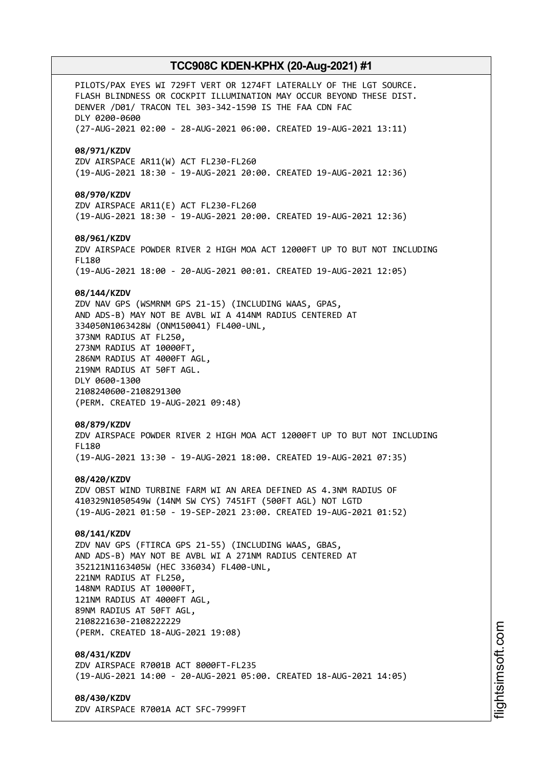PILOTS/PAX EYES WI 729FT VERT OR 1274FT LATERALLY OF THE LGT SOURCE.
FLASH BLINDNESS OR COCKPIT ILLUMINATION MAY OCCUR BEYOND THESE DIST.
DENVER /D01/ TRACON TEL 303-342-1590 IS THE FAA CDN FAC
DLY 0200-0600
(27-AUG-2021 02:00 - 28-AUG-2021 06:00. CREATED 19-AUG-2021 13:11)

**08/971/KZDV**
ZDV AIRSPACE AR11(W) ACT FL230-FL260
(19-AUG-2021 18:30 - 19-AUG-2021 20:00. CREATED 19-AUG-2021 12:36)

**08/970/KZDV**
ZDV AIRSPACE AR11(E) ACT FL230-FL260
(19-AUG-2021 18:30 - 19-AUG-2021 20:00. CREATED 19-AUG-2021 12:36)

**08/961/KZDV**
ZDV AIRSPACE POWDER RIVER 2 HIGH MOA ACT 12000FT UP TO BUT NOT INCLUDING FL180
(19-AUG-2021 18:00 - 20-AUG-2021 00:01. CREATED 19-AUG-2021 12:05)

**08/144/KZDV**
ZDV NAV GPS (WSMRNM GPS 21-15) (INCLUDING WAAS, GPAS, AND ADS-B) MAY NOT BE AVBL WI A 414NM RADIUS CENTERED AT 334050N1063428W (ONM150041) FL400-UNL,
373NM RADIUS AT FL250,
273NM RADIUS AT 10000FT,
286NM RADIUS AT 4000FT AGL,
219NM RADIUS AT 50FT AGL.
DLY 0600-1300
2108240600-2108291300
(PERM. CREATED 19-AUG-2021 09:48)

**08/879/KZDV**
ZDV AIRSPACE POWDER RIVER 2 HIGH MOA ACT 12000FT UP TO BUT NOT INCLUDING FL180
(19-AUG-2021 13:30 - 19-AUG-2021 18:00. CREATED 19-AUG-2021 07:35)

**08/420/KZDV**
ZDV OBST WIND TURBINE FARM WI AN AREA DEFINED AS 4.3NM RADIUS OF 410329N1050549W (14NM SW CYS) 7451FT (500FT AGL) NOT LGTD
(19-AUG-2021 01:50 - 19-SEP-2021 23:00. CREATED 19-AUG-2021 01:52)

**08/141/KZDV**
ZDV NAV GPS (FTIRCA GPS 21-55) (INCLUDING WAAS, GBAS, AND ADS-B) MAY NOT BE AVBL WI A 271NM RADIUS CENTERED AT 352121N1163405W (HEC 336034) FL400-UNL,
221NM RADIUS AT FL250,
148NM RADIUS AT 10000FT,
121NM RADIUS AT 4000FT AGL,
89NM RADIUS AT 50FT AGL,
2108221630-2108222229
(PERM. CREATED 18-AUG-2021 19:08)

**08/431/KZDV**
ZDV AIRSPACE R7001B ACT 8000FT-FL235
(19-AUG-2021 14:00 - 20-AUG-2021 05:00. CREATED 18-AUG-2021 14:05)

**08/430/KZDV**
ZDV AIRSPACE R7001A ACT SFC-7999FT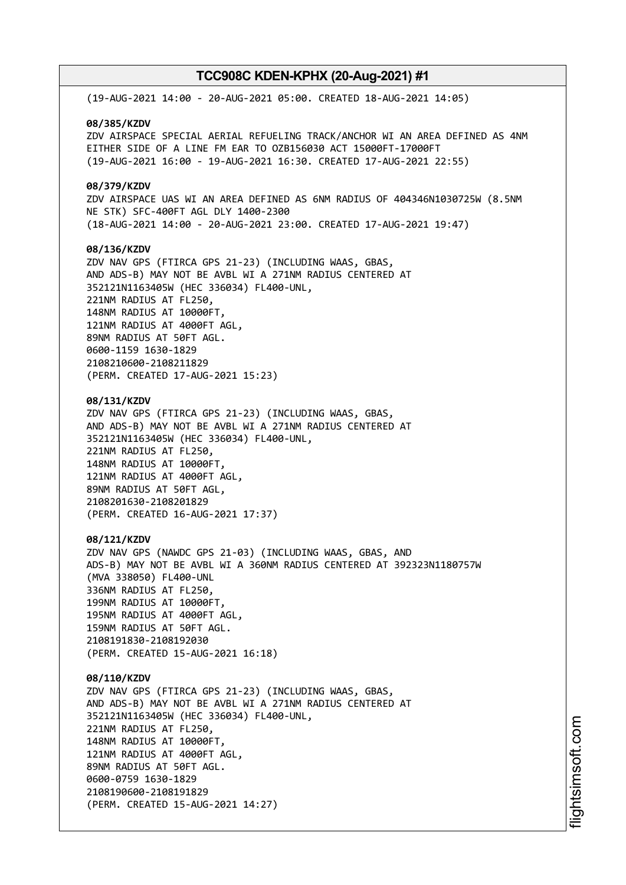(19-AUG-2021 14:00 - 20-AUG-2021 05:00. CREATED 18-AUG-2021 14:05)

**08/385/KZDV**
ZDV AIRSPACE SPECIAL AERIAL REFUELING TRACK/ANCHOR WI AN AREA DEFINED AS 4NM EITHER SIDE OF A LINE FM EAR TO OZB156030 ACT 15000FT-17000FT
(19-AUG-2021 16:00 - 19-AUG-2021 16:30. CREATED 17-AUG-2021 22:55)

**08/379/KZDV**
ZDV AIRSPACE UAS WI AN AREA DEFINED AS 6NM RADIUS OF 404346N1030725W (8.5NM NE STK) SFC-400FT AGL DLY 1400-2300
(18-AUG-2021 14:00 - 20-AUG-2021 23:00. CREATED 17-AUG-2021 19:47)

**08/136/KZDV**
ZDV NAV GPS (FTIRCA GPS 21-23) (INCLUDING WAAS, GBAS, AND ADS-B) MAY NOT BE AVBL WI A 271NM RADIUS CENTERED AT 352121N1163405W (HEC 336034) FL400-UNL,
221NM RADIUS AT FL250,
148NM RADIUS AT 10000FT,
121NM RADIUS AT 4000FT AGL,
89NM RADIUS AT 50FT AGL.
0600-1159 1630-1829
2108210600-2108211829
(PERM. CREATED 17-AUG-2021 15:23)

**08/131/KZDV**
ZDV NAV GPS (FTIRCA GPS 21-23) (INCLUDING WAAS, GBAS, AND ADS-B) MAY NOT BE AVBL WI A 271NM RADIUS CENTERED AT 352121N1163405W (HEC 336034) FL400-UNL,
221NM RADIUS AT FL250,
148NM RADIUS AT 10000FT,
121NM RADIUS AT 4000FT AGL,
89NM RADIUS AT 50FT AGL,
2108201630-2108201829
(PERM. CREATED 16-AUG-2021 17:37)

**08/121/KZDV**
ZDV NAV GPS (NAWDC GPS 21-03) (INCLUDING WAAS, GBAS, AND ADS-B) MAY NOT BE AVBL WI A 360NM RADIUS CENTERED AT 392323N1180757W (MVA 338050) FL400-UNL
336NM RADIUS AT FL250,
199NM RADIUS AT 10000FT,
195NM RADIUS AT 4000FT AGL,
159NM RADIUS AT 50FT AGL.
2108191830-2108192030
(PERM. CREATED 15-AUG-2021 16:18)

**08/110/KZDV**
ZDV NAV GPS (FTIRCA GPS 21-23) (INCLUDING WAAS, GBAS, AND ADS-B) MAY NOT BE AVBL WI A 271NM RADIUS CENTERED AT 352121N1163405W (HEC 336034) FL400-UNL,
221NM RADIUS AT FL250,
148NM RADIUS AT 10000FT,
121NM RADIUS AT 4000FT AGL,
89NM RADIUS AT 50FT AGL.
0600-0759 1630-1829
2108190600-2108191829
(PERM. CREATED 15-AUG-2021 14:27)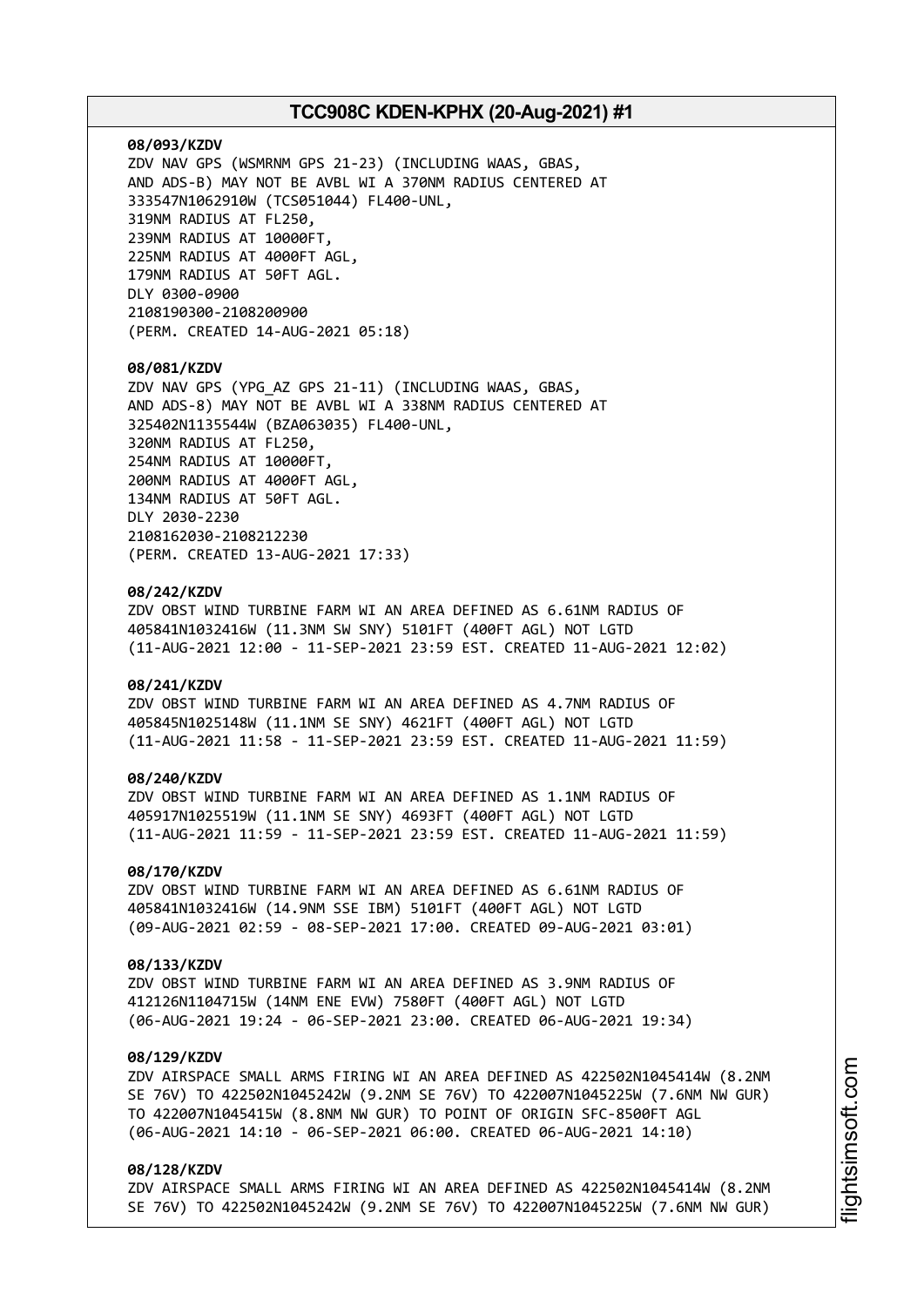**08/093/KZDV**
ZDV NAV GPS (WSMRNM GPS 21-23) (INCLUDING WAAS, GBAS,
AND ADS-B) MAY NOT BE AVBL WI A 370NM RADIUS CENTERED AT
333547N1062910W (TCS051044) FL400-UNL,
319NM RADIUS AT FL250,
239NM RADIUS AT 10000FT,
225NM RADIUS AT 4000FT AGL,
179NM RADIUS AT 50FT AGL.
DLY 0300-0900
2108190300-2108200900
(PERM. CREATED 14-AUG-2021 05:18)

**08/081/KZDV**
ZDV NAV GPS (YPG_AZ GPS 21-11) (INCLUDING WAAS, GBAS,
AND ADS-8) MAY NOT BE AVBL WI A 338NM RADIUS CENTERED AT
325402N1135544W (BZA063035) FL400-UNL,
320NM RADIUS AT FL250,
254NM RADIUS AT 10000FT,
200NM RADIUS AT 4000FT AGL,
134NM RADIUS AT 50FT AGL.
DLY 2030-2230
2108162030-2108212230
(PERM. CREATED 13-AUG-2021 17:33)

**08/242/KZDV**
ZDV OBST WIND TURBINE FARM WI AN AREA DEFINED AS 6.61NM RADIUS OF
405841N1032416W (11.3NM SW SNY) 5101FT (400FT AGL) NOT LGTD
(11-AUG-2021 12:00 - 11-SEP-2021 23:59 EST. CREATED 11-AUG-2021 12:02)

**08/241/KZDV**
ZDV OBST WIND TURBINE FARM WI AN AREA DEFINED AS 4.7NM RADIUS OF
405845N1025148W (11.1NM SE SNY) 4621FT (400FT AGL) NOT LGTD
(11-AUG-2021 11:58 - 11-SEP-2021 23:59 EST. CREATED 11-AUG-2021 11:59)

**08/240/KZDV**
ZDV OBST WIND TURBINE FARM WI AN AREA DEFINED AS 1.1NM RADIUS OF
405917N1025519W (11.1NM SE SNY) 4693FT (400FT AGL) NOT LGTD
(11-AUG-2021 11:59 - 11-SEP-2021 23:59 EST. CREATED 11-AUG-2021 11:59)

**08/170/KZDV**
ZDV OBST WIND TURBINE FARM WI AN AREA DEFINED AS 6.61NM RADIUS OF
405841N1032416W (14.9NM SSE IBM) 5101FT (400FT AGL) NOT LGTD
(09-AUG-2021 02:59 - 08-SEP-2021 17:00. CREATED 09-AUG-2021 03:01)

**08/133/KZDV**
ZDV OBST WIND TURBINE FARM WI AN AREA DEFINED AS 3.9NM RADIUS OF
412126N1104715W (14NM ENE EVW) 7580FT (400FT AGL) NOT LGTD
(06-AUG-2021 19:24 - 06-SEP-2021 23:00. CREATED 06-AUG-2021 19:34)

**08/129/KZDV**
ZDV AIRSPACE SMALL ARMS FIRING WI AN AREA DEFINED AS 422502N1045414W (8.2NM
SE 76V) TO 422502N1045242W (9.2NM SE 76V) TO 422007N1045225W (7.6NM NW GUR)
TO 422007N1045415W (8.8NM NW GUR) TO POINT OF ORIGIN SFC-8500FT AGL
(06-AUG-2021 14:10 - 06-SEP-2021 06:00. CREATED 06-AUG-2021 14:10)

**08/128/KZDV**
ZDV AIRSPACE SMALL ARMS FIRING WI AN AREA DEFINED AS 422502N1045414W (8.2NM
SE 76V) TO 422502N1045242W (9.2NM SE 76V) TO 422007N1045225W (7.6NM NW GUR)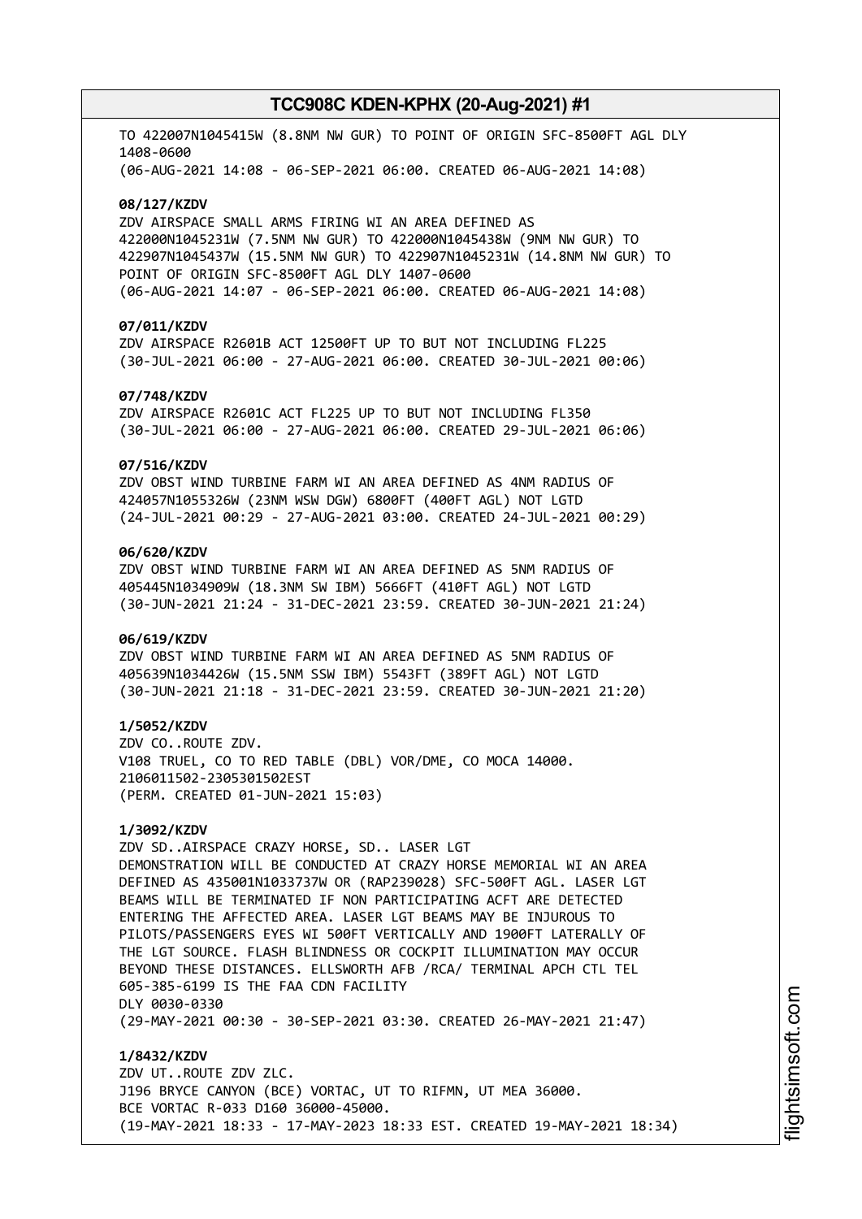TO 422007N1045415W (8.8NM NW GUR) TO POINT OF ORIGIN SFC-8500FT AGL DLY 1408-0600
(06-AUG-2021 14:08 - 06-SEP-2021 06:00. CREATED 06-AUG-2021 14:08)

**08/127/KZDV**
ZDV AIRSPACE SMALL ARMS FIRING WI AN AREA DEFINED AS 422000N1045231W (7.5NM NW GUR) TO 422000N1045438W (9NM NW GUR) TO 422907N1045437W (15.5NM NW GUR) TO 422907N1045231W (14.8NM NW GUR) TO POINT OF ORIGIN SFC-8500FT AGL DLY 1407-0600
(06-AUG-2021 14:07 - 06-SEP-2021 06:00. CREATED 06-AUG-2021 14:08)

**07/011/KZDV**
ZDV AIRSPACE R2601B ACT 12500FT UP TO BUT NOT INCLUDING FL225
(30-JUL-2021 06:00 - 27-AUG-2021 06:00. CREATED 30-JUL-2021 00:06)

**07/748/KZDV**
ZDV AIRSPACE R2601C ACT FL225 UP TO BUT NOT INCLUDING FL350
(30-JUL-2021 06:00 - 27-AUG-2021 06:00. CREATED 29-JUL-2021 06:06)

**07/516/KZDV**
ZDV OBST WIND TURBINE FARM WI AN AREA DEFINED AS 4NM RADIUS OF 424057N1055326W (23NM WSW DGW) 6800FT (400FT AGL) NOT LGTD
(24-JUL-2021 00:29 - 27-AUG-2021 03:00. CREATED 24-JUL-2021 00:29)

**06/620/KZDV**
ZDV OBST WIND TURBINE FARM WI AN AREA DEFINED AS 5NM RADIUS OF 405445N1034909W (18.3NM SW IBM) 5666FT (410FT AGL) NOT LGTD
(30-JUN-2021 21:24 - 31-DEC-2021 23:59. CREATED 30-JUN-2021 21:24)

**06/619/KZDV**
ZDV OBST WIND TURBINE FARM WI AN AREA DEFINED AS 5NM RADIUS OF 405639N1034426W (15.5NM SSW IBM) 5543FT (389FT AGL) NOT LGTD
(30-JUN-2021 21:18 - 31-DEC-2021 23:59. CREATED 30-JUN-2021 21:20)

**1/5052/KZDV**
ZDV CO..ROUTE ZDV.
V108 TRUEL, CO TO RED TABLE (DBL) VOR/DME, CO MOCA 14000.
2106011502-2305301502EST
(PERM. CREATED 01-JUN-2021 15:03)

**1/3092/KZDV**
ZDV SD..AIRSPACE CRAZY HORSE, SD.. LASER LGT DEMONSTRATION WILL BE CONDUCTED AT CRAZY HORSE MEMORIAL WI AN AREA DEFINED AS 435001N1033737W OR (RAP239028) SFC-500FT AGL. LASER LGT BEAMS WILL BE TERMINATED IF NON PARTICIPATING ACFT ARE DETECTED ENTERING THE AFFECTED AREA. LASER LGT BEAMS MAY BE INJUROUS TO PILOTS/PASSENGERS EYES WI 500FT VERTICALLY AND 1900FT LATERALLY OF THE LGT SOURCE. FLASH BLINDNESS OR COCKPIT ILLUMINATION MAY OCCUR BEYOND THESE DISTANCES. ELLSWORTH AFB /RCA/ TERMINAL APCH CTL TEL 605-385-6199 IS THE FAA CDN FACILITY
DLY 0030-0330
(29-MAY-2021 00:30 - 30-SEP-2021 03:30. CREATED 26-MAY-2021 21:47)

**1/8432/KZDV**
ZDV UT..ROUTE ZDV ZLC.
J196 BRYCE CANYON (BCE) VORTAC, UT TO RIFMN, UT MEA 36000.
BCE VORTAC R-033 D160 36000-45000.
(19-MAY-2021 18:33 - 17-MAY-2023 18:33 EST. CREATED 19-MAY-2021 18:34)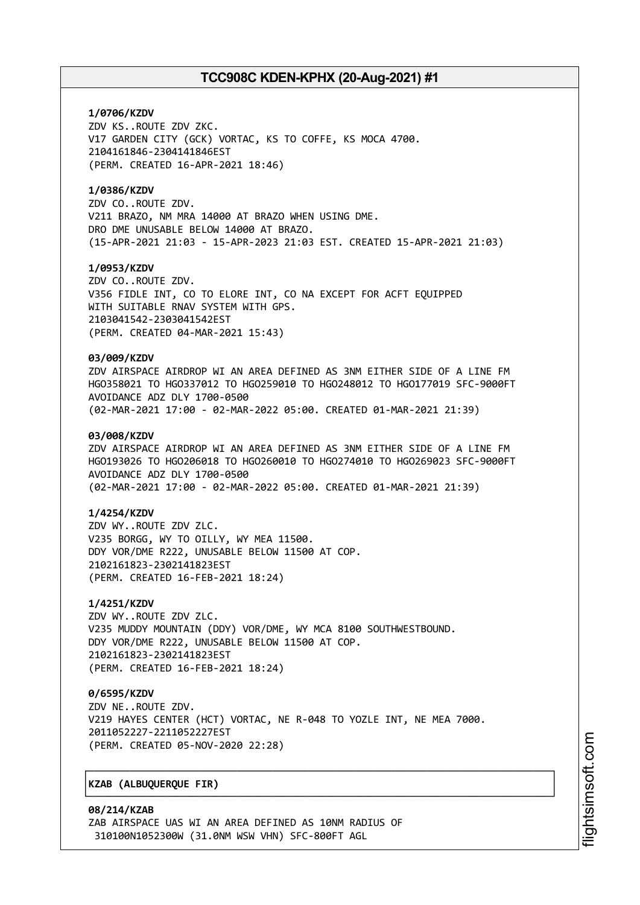**1/0706/KZDV**
ZDV KS..ROUTE ZDV ZKC.
V17 GARDEN CITY (GCK) VORTAC, KS TO COFFE, KS MOCA 4700.
2104161846-2304141846EST
(PERM. CREATED 16-APR-2021 18:46)

**1/0386/KZDV**
ZDV CO..ROUTE ZDV.
V211 BRAZO, NM MRA 14000 AT BRAZO WHEN USING DME.
DRO DME UNUSABLE BELOW 14000 AT BRAZO.
(15-APR-2021 21:03 - 15-APR-2023 21:03 EST. CREATED 15-APR-2021 21:03)

**1/0953/KZDV**
ZDV CO..ROUTE ZDV.
V356 FIDLE INT, CO TO ELORE INT, CO NA EXCEPT FOR ACFT EQUIPPED
WITH SUITABLE RNAV SYSTEM WITH GPS.
2103041542-2303041542EST
(PERM. CREATED 04-MAR-2021 15:43)

**03/009/KZDV**
ZDV AIRSPACE AIRDROP WI AN AREA DEFINED AS 3NM EITHER SIDE OF A LINE FM
HGO358021 TO HGO337012 TO HGO259010 TO HGO248012 TO HGO177019 SFC-9000FT
AVOIDANCE ADZ DLY 1700-0500
(02-MAR-2021 17:00 - 02-MAR-2022 05:00. CREATED 01-MAR-2021 21:39)

**03/008/KZDV**
ZDV AIRSPACE AIRDROP WI AN AREA DEFINED AS 3NM EITHER SIDE OF A LINE FM
HGO193026 TO HGO206018 TO HGO260010 TO HGO274010 TO HGO269023 SFC-9000FT
AVOIDANCE ADZ DLY 1700-0500
(02-MAR-2021 17:00 - 02-MAR-2022 05:00. CREATED 01-MAR-2021 21:39)

**1/4254/KZDV**
ZDV WY..ROUTE ZDV ZLC.
V235 BORGG, WY TO OILLY, WY MEA 11500.
DDY VOR/DME R222, UNUSABLE BELOW 11500 AT COP.
2102161823-2302141823EST
(PERM. CREATED 16-FEB-2021 18:24)

**1/4251/KZDV**
ZDV WY..ROUTE ZDV ZLC.
V235 MUDDY MOUNTAIN (DDY) VOR/DME, WY MCA 8100 SOUTHWESTBOUND.
DDY VOR/DME R222, UNUSABLE BELOW 11500 AT COP.
2102161823-2302141823EST
(PERM. CREATED 16-FEB-2021 18:24)

**0/6595/KZDV**
ZDV NE..ROUTE ZDV.
V219 HAYES CENTER (HCT) VORTAC, NE R-048 TO YOZLE INT, NE MEA 7000.
2011052227-2211052227EST
(PERM. CREATED 05-NOV-2020 22:28)

## KZAB (ALBUQUERQUE FIR)

**08/214/KZAB**
ZAB AIRSPACE UAS WI AN AREA DEFINED AS 10NM RADIUS OF
310100N1052300W (31.0NM WSW VHN) SFC-800FT AGL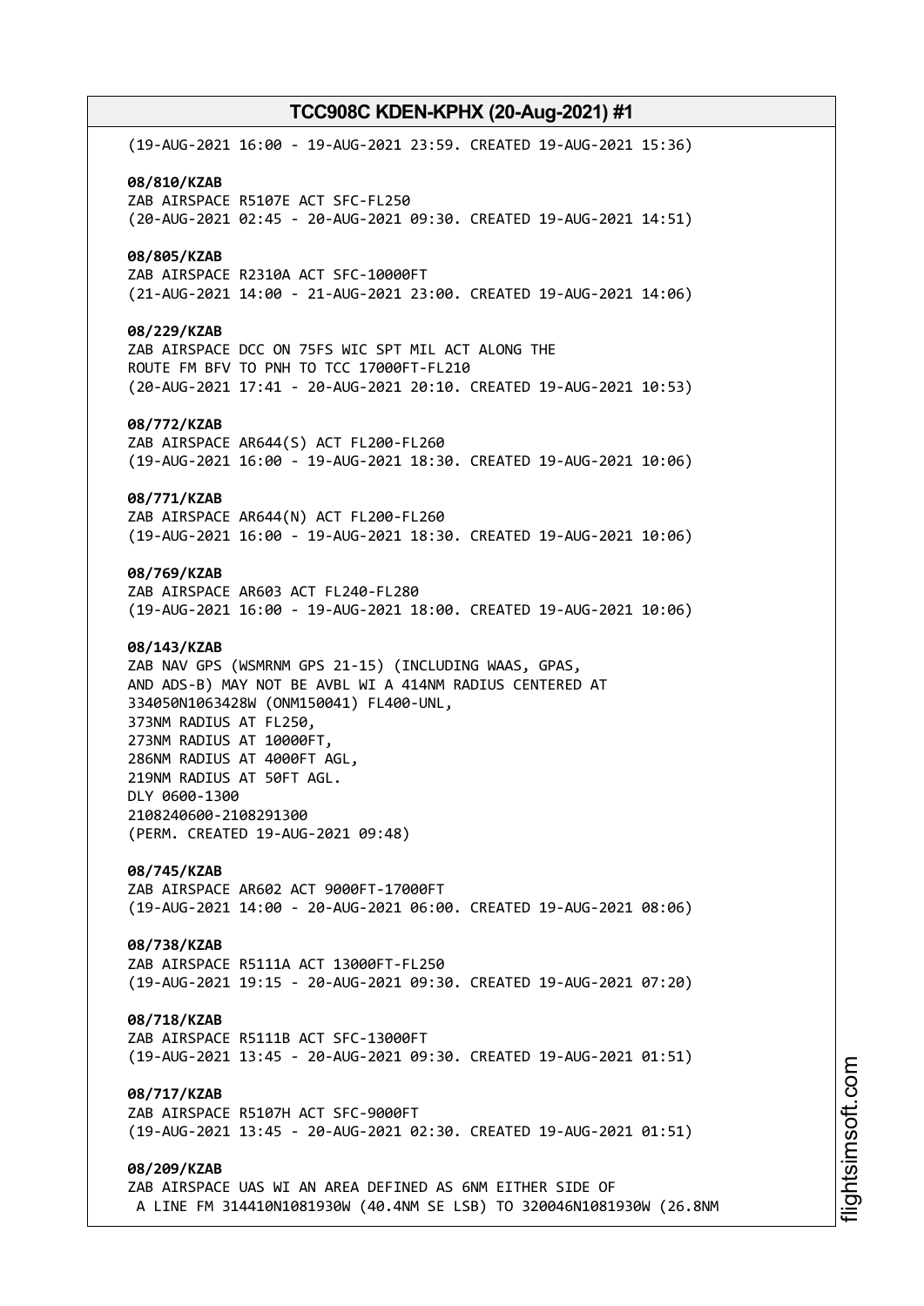(19-AUG-2021 16:00 - 19-AUG-2021 23:59. CREATED 19-AUG-2021 15:36)

**08/810/KZAB**
ZAB AIRSPACE R5107E ACT SFC-FL250
(20-AUG-2021 02:45 - 20-AUG-2021 09:30. CREATED 19-AUG-2021 14:51)

**08/805/KZAB**
ZAB AIRSPACE R2310A ACT SFC-10000FT
(21-AUG-2021 14:00 - 21-AUG-2021 23:00. CREATED 19-AUG-2021 14:06)

**08/229/KZAB**
ZAB AIRSPACE DCC ON 75FS WIC SPT MIL ACT ALONG THE
ROUTE FM BFV TO PNH TO TCC 17000FT-FL210
(20-AUG-2021 17:41 - 20-AUG-2021 20:10. CREATED 19-AUG-2021 10:53)

**08/772/KZAB**
ZAB AIRSPACE AR644(S) ACT FL200-FL260
(19-AUG-2021 16:00 - 19-AUG-2021 18:30. CREATED 19-AUG-2021 10:06)

**08/771/KZAB**
ZAB AIRSPACE AR644(N) ACT FL200-FL260
(19-AUG-2021 16:00 - 19-AUG-2021 18:30. CREATED 19-AUG-2021 10:06)

**08/769/KZAB**
ZAB AIRSPACE AR603 ACT FL240-FL280
(19-AUG-2021 16:00 - 19-AUG-2021 18:00. CREATED 19-AUG-2021 10:06)

**08/143/KZAB**
ZAB NAV GPS (WSMRNM GPS 21-15) (INCLUDING WAAS, GPAS,
AND ADS-B) MAY NOT BE AVBL WI A 414NM RADIUS CENTERED AT
334050N1063428W (ONM150041) FL400-UNL,
373NM RADIUS AT FL250,
273NM RADIUS AT 10000FT,
286NM RADIUS AT 4000FT AGL,
219NM RADIUS AT 50FT AGL.
DLY 0600-1300
2108240600-2108291300
(PERM. CREATED 19-AUG-2021 09:48)

**08/745/KZAB**
ZAB AIRSPACE AR602 ACT 9000FT-17000FT
(19-AUG-2021 14:00 - 20-AUG-2021 06:00. CREATED 19-AUG-2021 08:06)

**08/738/KZAB**
ZAB AIRSPACE R5111A ACT 13000FT-FL250
(19-AUG-2021 19:15 - 20-AUG-2021 09:30. CREATED 19-AUG-2021 07:20)

**08/718/KZAB**
ZAB AIRSPACE R5111B ACT SFC-13000FT
(19-AUG-2021 13:45 - 20-AUG-2021 09:30. CREATED 19-AUG-2021 01:51)

**08/717/KZAB**
ZAB AIRSPACE R5107H ACT SFC-9000FT
(19-AUG-2021 13:45 - 20-AUG-2021 02:30. CREATED 19-AUG-2021 01:51)

**08/209/KZAB**
ZAB AIRSPACE UAS WI AN AREA DEFINED AS 6NM EITHER SIDE OF
A LINE FM 314410N1081930W (40.4NM SE LSB) TO 320046N1081930W (26.8NM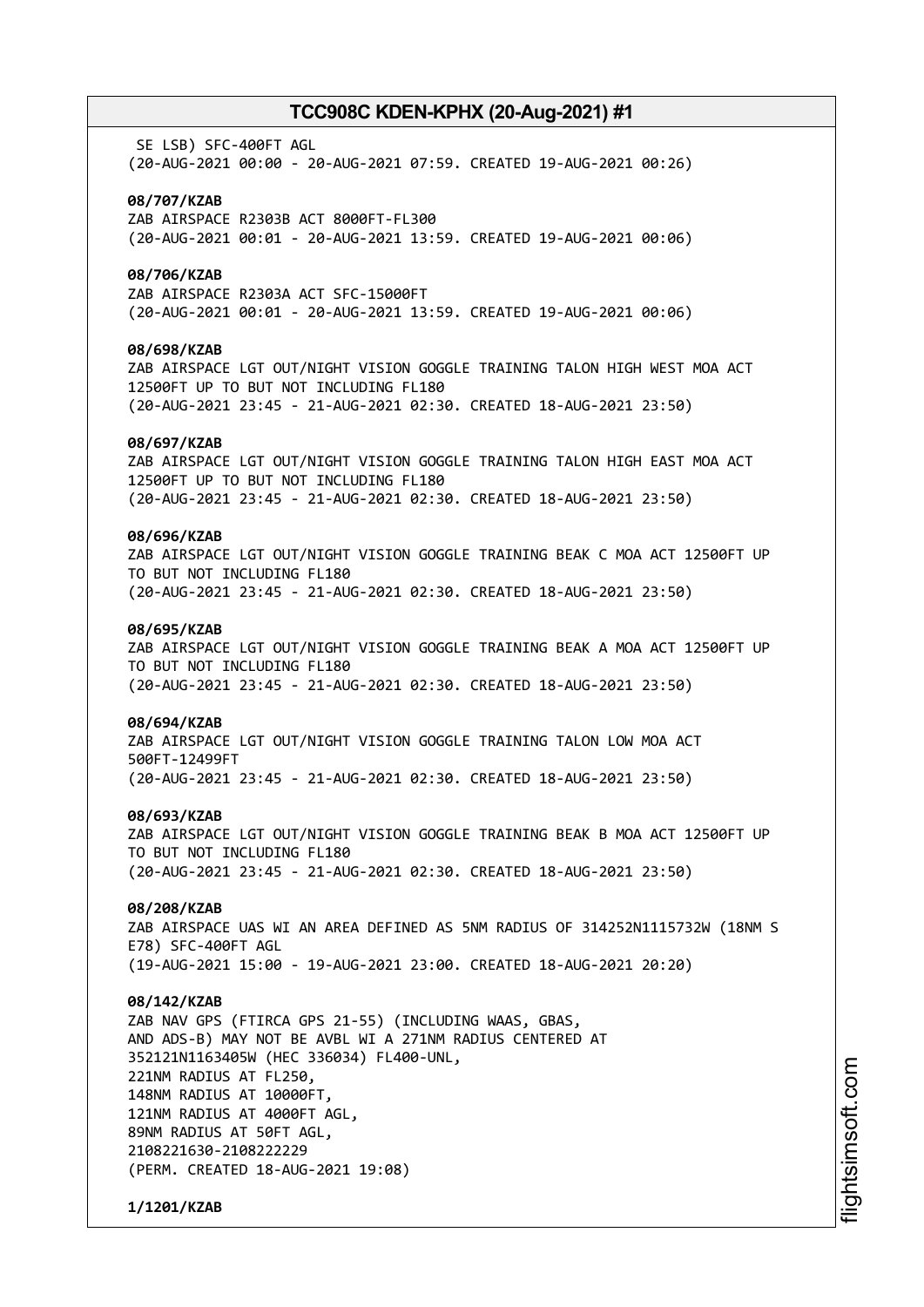SE LSB) SFC-400FT AGL
(20-AUG-2021 00:00 - 20-AUG-2021 07:59. CREATED 19-AUG-2021 00:26)

**08/707/KZAB**
ZAB AIRSPACE R2303B ACT 8000FT-FL300
(20-AUG-2021 00:01 - 20-AUG-2021 13:59. CREATED 19-AUG-2021 00:06)

**08/706/KZAB**
ZAB AIRSPACE R2303A ACT SFC-15000FT
(20-AUG-2021 00:01 - 20-AUG-2021 13:59. CREATED 19-AUG-2021 00:06)

**08/698/KZAB**
ZAB AIRSPACE LGT OUT/NIGHT VISION GOGGLE TRAINING TALON HIGH WEST MOA ACT 12500FT UP TO BUT NOT INCLUDING FL180
(20-AUG-2021 23:45 - 21-AUG-2021 02:30. CREATED 18-AUG-2021 23:50)

**08/697/KZAB**
ZAB AIRSPACE LGT OUT/NIGHT VISION GOGGLE TRAINING TALON HIGH EAST MOA ACT 12500FT UP TO BUT NOT INCLUDING FL180
(20-AUG-2021 23:45 - 21-AUG-2021 02:30. CREATED 18-AUG-2021 23:50)

**08/696/KZAB**
ZAB AIRSPACE LGT OUT/NIGHT VISION GOGGLE TRAINING BEAK C MOA ACT 12500FT UP TO BUT NOT INCLUDING FL180
(20-AUG-2021 23:45 - 21-AUG-2021 02:30. CREATED 18-AUG-2021 23:50)

**08/695/KZAB**
ZAB AIRSPACE LGT OUT/NIGHT VISION GOGGLE TRAINING BEAK A MOA ACT 12500FT UP TO BUT NOT INCLUDING FL180
(20-AUG-2021 23:45 - 21-AUG-2021 02:30. CREATED 18-AUG-2021 23:50)

**08/694/KZAB**
ZAB AIRSPACE LGT OUT/NIGHT VISION GOGGLE TRAINING TALON LOW MOA ACT 500FT-12499FT
(20-AUG-2021 23:45 - 21-AUG-2021 02:30. CREATED 18-AUG-2021 23:50)

**08/693/KZAB**
ZAB AIRSPACE LGT OUT/NIGHT VISION GOGGLE TRAINING BEAK B MOA ACT 12500FT UP TO BUT NOT INCLUDING FL180
(20-AUG-2021 23:45 - 21-AUG-2021 02:30. CREATED 18-AUG-2021 23:50)

**08/208/KZAB**
ZAB AIRSPACE UAS WI AN AREA DEFINED AS 5NM RADIUS OF 314252N1115732W (18NM S E78) SFC-400FT AGL
(19-AUG-2021 15:00 - 19-AUG-2021 23:00. CREATED 18-AUG-2021 20:20)

**08/142/KZAB**
ZAB NAV GPS (FTIRCA GPS 21-55) (INCLUDING WAAS, GBAS, AND ADS-B) MAY NOT BE AVBL WI A 271NM RADIUS CENTERED AT 352121N1163405W (HEC 336034) FL400-UNL,
221NM RADIUS AT FL250,
148NM RADIUS AT 10000FT,
121NM RADIUS AT 4000FT AGL,
89NM RADIUS AT 50FT AGL,
2108221630-2108222229
(PERM. CREATED 18-AUG-2021 19:08)

**1/1201/KZAB**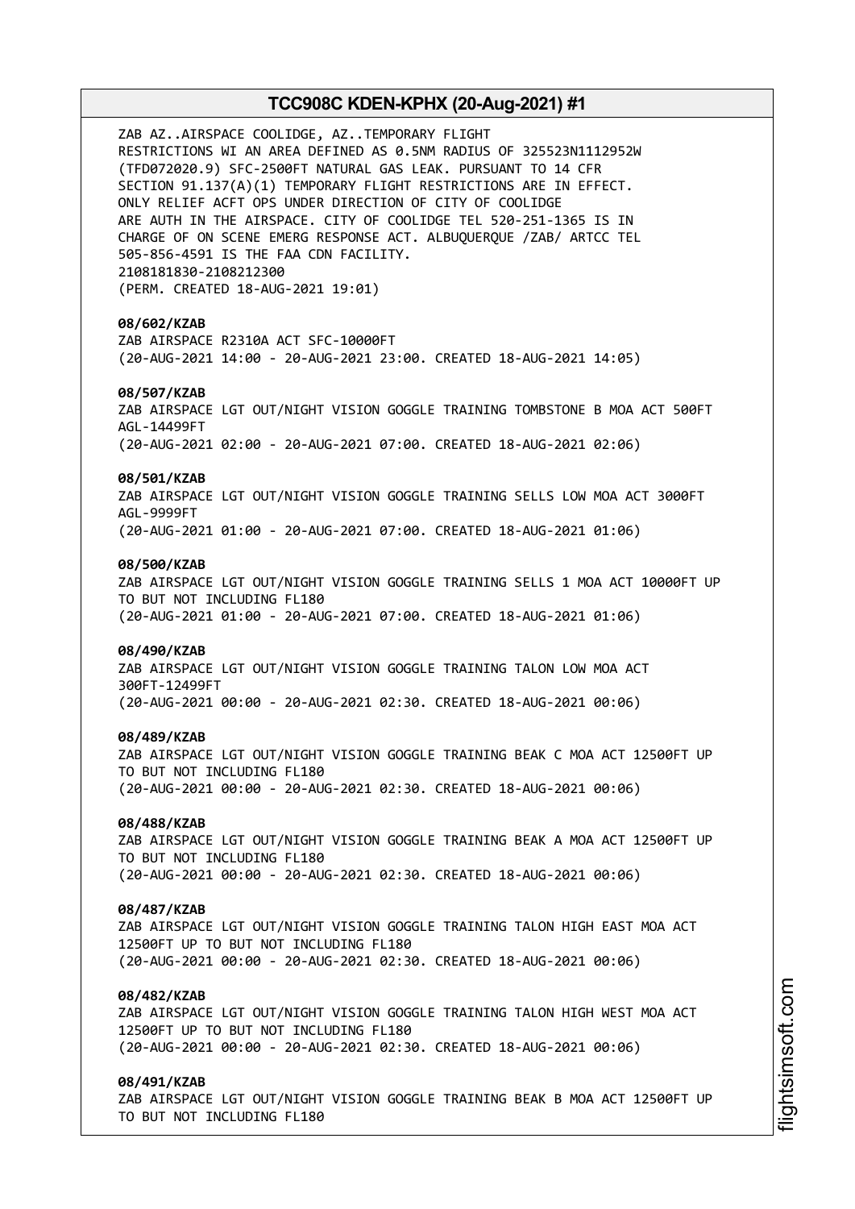ZAB AZ..AIRSPACE COOLIDGE, AZ..TEMPORARY FLIGHT
RESTRICTIONS WI AN AREA DEFINED AS 0.5NM RADIUS OF 325523N1112952W
(TFD072020.9) SFC-2500FT NATURAL GAS LEAK. PURSUANT TO 14 CFR
SECTION 91.137(A)(1) TEMPORARY FLIGHT RESTRICTIONS ARE IN EFFECT.
ONLY RELIEF ACFT OPS UNDER DIRECTION OF CITY OF COOLIDGE
ARE AUTH IN THE AIRSPACE. CITY OF COOLIDGE TEL 520-251-1365 IS IN
CHARGE OF ON SCENE EMERG RESPONSE ACT. ALBUQUERQUE /ZAB/ ARTCC TEL
505-856-4591 IS THE FAA CDN FACILITY.
2108181830-2108212300
(PERM. CREATED 18-AUG-2021 19:01)

**08/602/KZAB**
ZAB AIRSPACE R2310A ACT SFC-10000FT
(20-AUG-2021 14:00 - 20-AUG-2021 23:00. CREATED 18-AUG-2021 14:05)

**08/507/KZAB**
ZAB AIRSPACE LGT OUT/NIGHT VISION GOGGLE TRAINING TOMBSTONE B MOA ACT 500FT
AGL-14499FT
(20-AUG-2021 02:00 - 20-AUG-2021 07:00. CREATED 18-AUG-2021 02:06)

**08/501/KZAB**
ZAB AIRSPACE LGT OUT/NIGHT VISION GOGGLE TRAINING SELLS LOW MOA ACT 3000FT
AGL-9999FT
(20-AUG-2021 01:00 - 20-AUG-2021 07:00. CREATED 18-AUG-2021 01:06)

**08/500/KZAB**
ZAB AIRSPACE LGT OUT/NIGHT VISION GOGGLE TRAINING SELLS 1 MOA ACT 10000FT UP
TO BUT NOT INCLUDING FL180
(20-AUG-2021 01:00 - 20-AUG-2021 07:00. CREATED 18-AUG-2021 01:06)

**08/490/KZAB**
ZAB AIRSPACE LGT OUT/NIGHT VISION GOGGLE TRAINING TALON LOW MOA ACT
300FT-12499FT
(20-AUG-2021 00:00 - 20-AUG-2021 02:30. CREATED 18-AUG-2021 00:06)

**08/489/KZAB**
ZAB AIRSPACE LGT OUT/NIGHT VISION GOGGLE TRAINING BEAK C MOA ACT 12500FT UP
TO BUT NOT INCLUDING FL180
(20-AUG-2021 00:00 - 20-AUG-2021 02:30. CREATED 18-AUG-2021 00:06)

**08/488/KZAB**
ZAB AIRSPACE LGT OUT/NIGHT VISION GOGGLE TRAINING BEAK A MOA ACT 12500FT UP
TO BUT NOT INCLUDING FL180
(20-AUG-2021 00:00 - 20-AUG-2021 02:30. CREATED 18-AUG-2021 00:06)

**08/487/KZAB**
ZAB AIRSPACE LGT OUT/NIGHT VISION GOGGLE TRAINING TALON HIGH EAST MOA ACT
12500FT UP TO BUT NOT INCLUDING FL180
(20-AUG-2021 00:00 - 20-AUG-2021 02:30. CREATED 18-AUG-2021 00:06)

**08/482/KZAB**
ZAB AIRSPACE LGT OUT/NIGHT VISION GOGGLE TRAINING TALON HIGH WEST MOA ACT
12500FT UP TO BUT NOT INCLUDING FL180
(20-AUG-2021 00:00 - 20-AUG-2021 02:30. CREATED 18-AUG-2021 00:06)

**08/491/KZAB**
ZAB AIRSPACE LGT OUT/NIGHT VISION GOGGLE TRAINING BEAK B MOA ACT 12500FT UP
TO BUT NOT INCLUDING FL180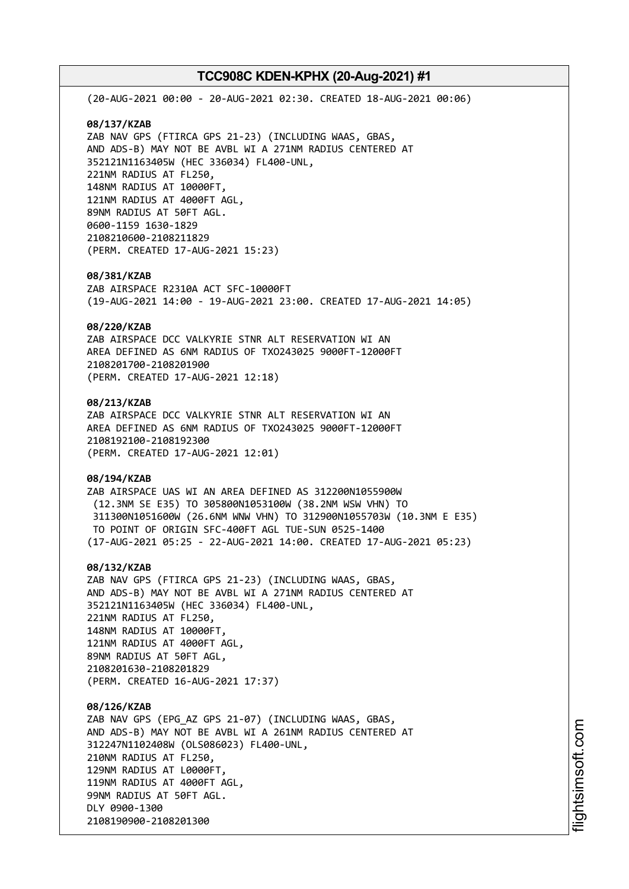(20-AUG-2021 00:00 - 20-AUG-2021 02:30. CREATED 18-AUG-2021 00:06)

**08/137/KZAB**
ZAB NAV GPS (FTIRCA GPS 21-23) (INCLUDING WAAS, GBAS,
AND ADS-B) MAY NOT BE AVBL WI A 271NM RADIUS CENTERED AT
352121N1163405W (HEC 336034) FL400-UNL,
221NM RADIUS AT FL250,
148NM RADIUS AT 10000FT,
121NM RADIUS AT 4000FT AGL,
89NM RADIUS AT 50FT AGL.
0600-1159 1630-1829
2108210600-2108211829
(PERM. CREATED 17-AUG-2021 15:23)

**08/381/KZAB**
ZAB AIRSPACE R2310A ACT SFC-10000FT
(19-AUG-2021 14:00 - 19-AUG-2021 23:00. CREATED 17-AUG-2021 14:05)

**08/220/KZAB**
ZAB AIRSPACE DCC VALKYRIE STNR ALT RESERVATION WI AN
AREA DEFINED AS 6NM RADIUS OF TXO243025 9000FT-12000FT
2108201700-2108201900
(PERM. CREATED 17-AUG-2021 12:18)

**08/213/KZAB**
ZAB AIRSPACE DCC VALKYRIE STNR ALT RESERVATION WI AN
AREA DEFINED AS 6NM RADIUS OF TXO243025 9000FT-12000FT
2108192100-2108192300
(PERM. CREATED 17-AUG-2021 12:01)

**08/194/KZAB**
ZAB AIRSPACE UAS WI AN AREA DEFINED AS 312200N1055900W
(12.3NM SE E35) TO 305800N1053100W (38.2NM WSW VHN) TO
311300N1051600W (26.6NM WNW VHN) TO 312900N1055703W (10.3NM E E35)
TO POINT OF ORIGIN SFC-400FT AGL TUE-SUN 0525-1400
(17-AUG-2021 05:25 - 22-AUG-2021 14:00. CREATED 17-AUG-2021 05:23)

**08/132/KZAB**
ZAB NAV GPS (FTIRCA GPS 21-23) (INCLUDING WAAS, GBAS,
AND ADS-B) MAY NOT BE AVBL WI A 271NM RADIUS CENTERED AT
352121N1163405W (HEC 336034) FL400-UNL,
221NM RADIUS AT FL250,
148NM RADIUS AT 10000FT,
121NM RADIUS AT 4000FT AGL,
89NM RADIUS AT 50FT AGL,
2108201630-2108201829
(PERM. CREATED 16-AUG-2021 17:37)

**08/126/KZAB**
ZAB NAV GPS (EPG_AZ GPS 21-07) (INCLUDING WAAS, GBAS,
AND ADS-B) MAY NOT BE AVBL WI A 261NM RADIUS CENTERED AT
312247N1102408W (OLS086023) FL400-UNL,
210NM RADIUS AT FL250,
129NM RADIUS AT L0000FT,
119NM RADIUS AT 4000FT AGL,
99NM RADIUS AT 50FT AGL.
DLY 0900-1300
2108190900-2108201300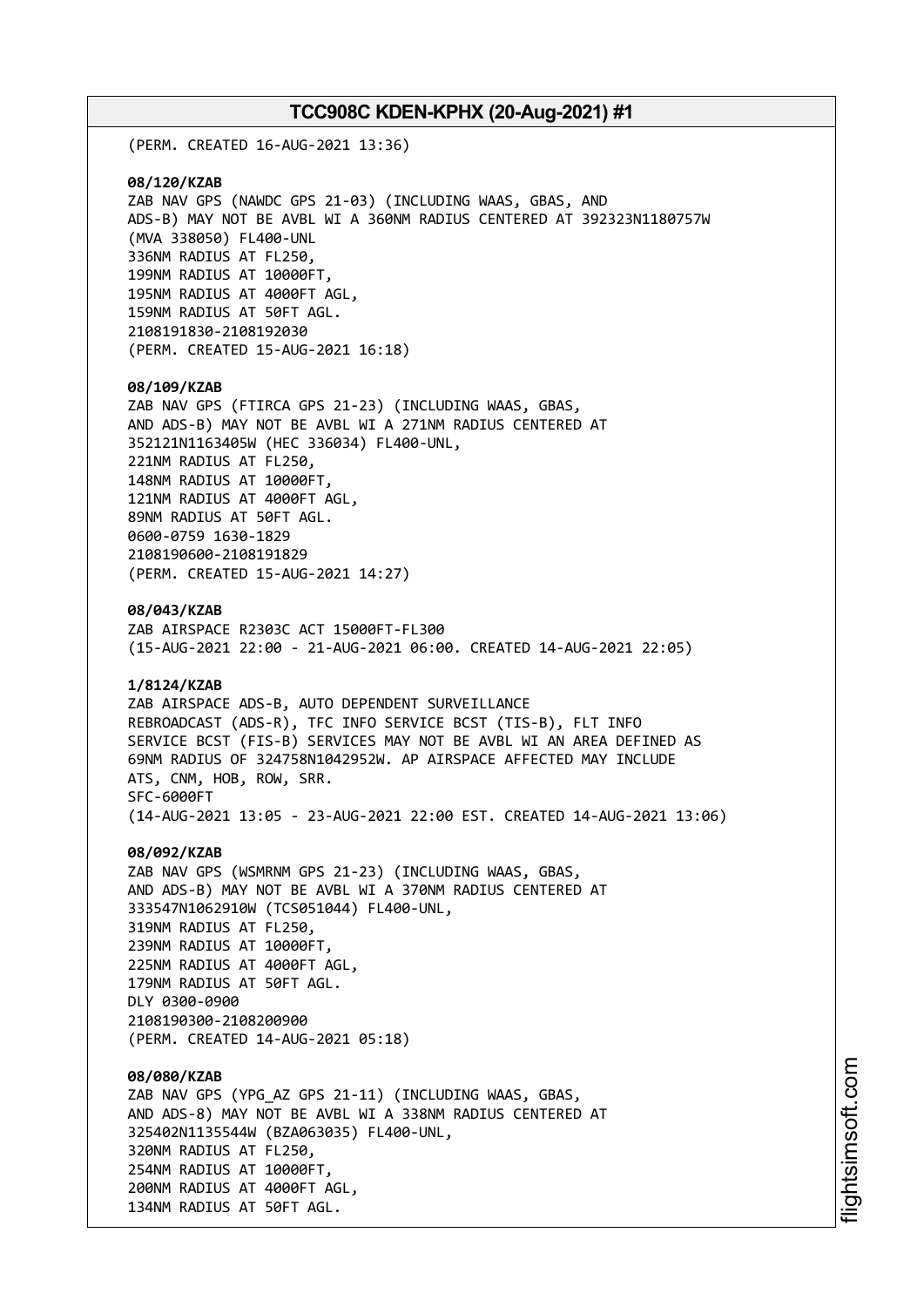(PERM. CREATED 16-AUG-2021 13:36)

**08/120/KZAB**
ZAB NAV GPS (NAWDC GPS 21-03) (INCLUDING WAAS, GBAS, AND
ADS-B) MAY NOT BE AVBL WI A 360NM RADIUS CENTERED AT 392323N1180757W
(MVA 338050) FL400-UNL
336NM RADIUS AT FL250,
199NM RADIUS AT 10000FT,
195NM RADIUS AT 4000FT AGL,
159NM RADIUS AT 50FT AGL.
2108191830-2108192030
(PERM. CREATED 15-AUG-2021 16:18)

**08/109/KZAB**
ZAB NAV GPS (FTIRCA GPS 21-23) (INCLUDING WAAS, GBAS,
AND ADS-B) MAY NOT BE AVBL WI A 271NM RADIUS CENTERED AT
352121N1163405W (HEC 336034) FL400-UNL,
221NM RADIUS AT FL250,
148NM RADIUS AT 10000FT,
121NM RADIUS AT 4000FT AGL,
89NM RADIUS AT 50FT AGL.
0600-0759 1630-1829
2108190600-2108191829
(PERM. CREATED 15-AUG-2021 14:27)

**08/043/KZAB**
ZAB AIRSPACE R2303C ACT 15000FT-FL300
(15-AUG-2021 22:00 - 21-AUG-2021 06:00. CREATED 14-AUG-2021 22:05)

**1/8124/KZAB**
ZAB AIRSPACE ADS-B, AUTO DEPENDENT SURVEILLANCE
REBROADCAST (ADS-R), TFC INFO SERVICE BCST (TIS-B), FLT INFO
SERVICE BCST (FIS-B) SERVICES MAY NOT BE AVBL WI AN AREA DEFINED AS
69NM RADIUS OF 324758N1042952W. AP AIRSPACE AFFECTED MAY INCLUDE
ATS, CNM, HOB, ROW, SRR.
SFC-6000FT
(14-AUG-2021 13:05 - 23-AUG-2021 22:00 EST. CREATED 14-AUG-2021 13:06)

**08/092/KZAB**
ZAB NAV GPS (WSMRNM GPS 21-23) (INCLUDING WAAS, GBAS,
AND ADS-B) MAY NOT BE AVBL WI A 370NM RADIUS CENTERED AT
333547N1062910W (TCS051044) FL400-UNL,
319NM RADIUS AT FL250,
239NM RADIUS AT 10000FT,
225NM RADIUS AT 4000FT AGL,
179NM RADIUS AT 50FT AGL.
DLY 0300-0900
2108190300-2108200900
(PERM. CREATED 14-AUG-2021 05:18)

**08/080/KZAB**
ZAB NAV GPS (YPG_AZ GPS 21-11) (INCLUDING WAAS, GBAS,
AND ADS-8) MAY NOT BE AVBL WI A 338NM RADIUS CENTERED AT
325402N1135544W (BZA063035) FL400-UNL,
320NM RADIUS AT FL250,
254NM RADIUS AT 10000FT,
200NM RADIUS AT 4000FT AGL,
134NM RADIUS AT 50FT AGL.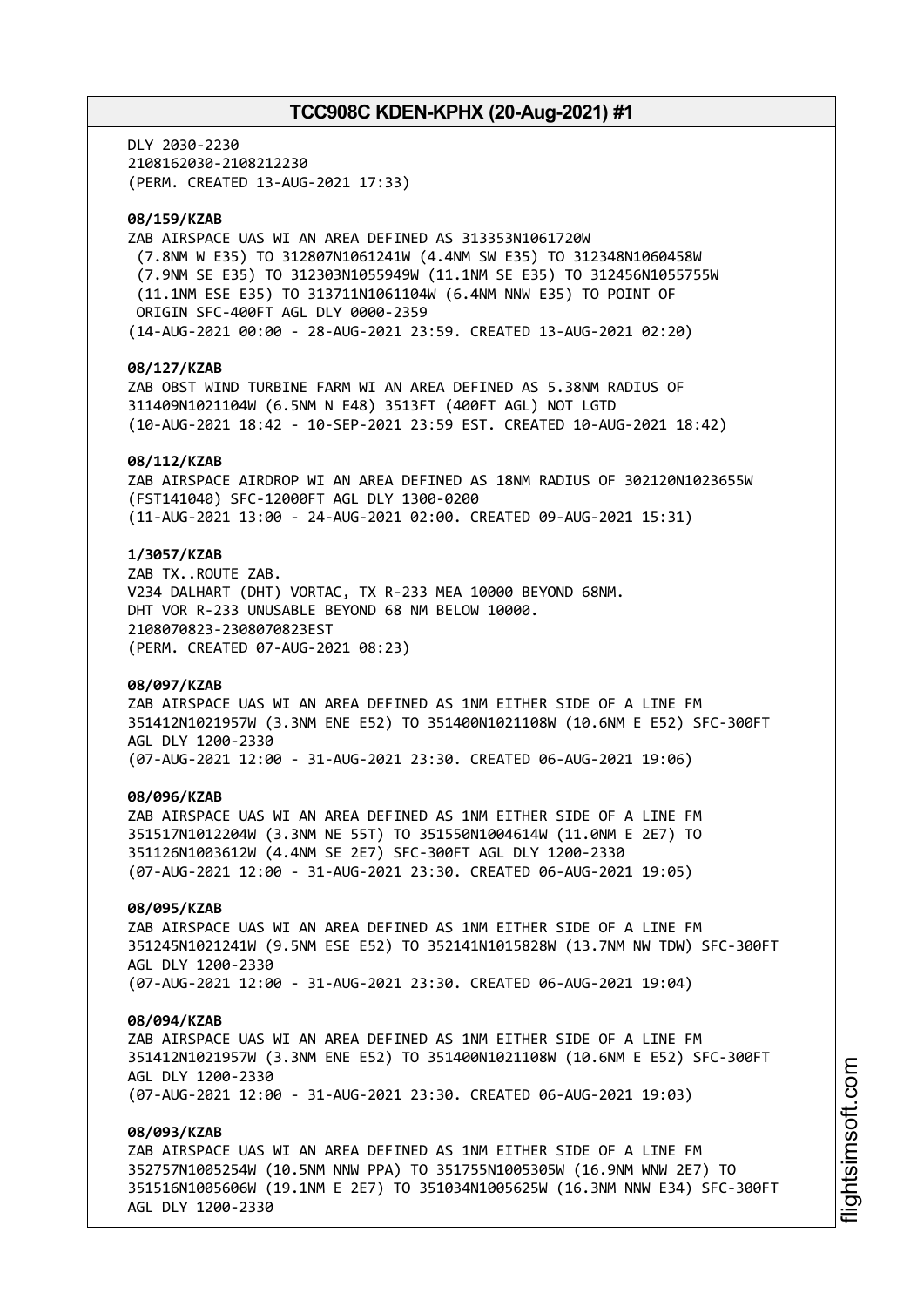DLY 2030-2230
2108162030-2108212230
(PERM. CREATED 13-AUG-2021 17:33)

**08/159/KZAB**
ZAB AIRSPACE UAS WI AN AREA DEFINED AS 313353N1061720W
(7.8NM W E35) TO 312807N1061241W (4.4NM SW E35) TO 312348N1060458W
(7.9NM SE E35) TO 312303N1055949W (11.1NM SE E35) TO 312456N1055755W
(11.1NM ESE E35) TO 313711N1061104W (6.4NM NNW E35) TO POINT OF
ORIGIN SFC-400FT AGL DLY 0000-2359
(14-AUG-2021 00:00 - 28-AUG-2021 23:59. CREATED 13-AUG-2021 02:20)

**08/127/KZAB**
ZAB OBST WIND TURBINE FARM WI AN AREA DEFINED AS 5.38NM RADIUS OF
311409N1021104W (6.5NM N E48) 3513FT (400FT AGL) NOT LGTD
(10-AUG-2021 18:42 - 10-SEP-2021 23:59 EST. CREATED 10-AUG-2021 18:42)

**08/112/KZAB**
ZAB AIRSPACE AIRDROP WI AN AREA DEFINED AS 18NM RADIUS OF 302120N1023655W
(FST141040) SFC-12000FT AGL DLY 1300-0200
(11-AUG-2021 13:00 - 24-AUG-2021 02:00. CREATED 09-AUG-2021 15:31)

**1/3057/KZAB**
ZAB TX..ROUTE ZAB.
V234 DALHART (DHT) VORTAC, TX R-233 MEA 10000 BEYOND 68NM.
DHT VOR R-233 UNUSABLE BEYOND 68 NM BELOW 10000.
2108070823-2308070823EST
(PERM. CREATED 07-AUG-2021 08:23)

**08/097/KZAB**
ZAB AIRSPACE UAS WI AN AREA DEFINED AS 1NM EITHER SIDE OF A LINE FM
351412N1021957W (3.3NM ENE E52) TO 351400N1021108W (10.6NM E E52) SFC-300FT
AGL DLY 1200-2330
(07-AUG-2021 12:00 - 31-AUG-2021 23:30. CREATED 06-AUG-2021 19:06)

**08/096/KZAB**
ZAB AIRSPACE UAS WI AN AREA DEFINED AS 1NM EITHER SIDE OF A LINE FM
351517N1012204W (3.3NM NE 55T) TO 351550N1004614W (11.0NM E 2E7) TO
351126N1003612W (4.4NM SE 2E7) SFC-300FT AGL DLY 1200-2330
(07-AUG-2021 12:00 - 31-AUG-2021 23:30. CREATED 06-AUG-2021 19:05)

**08/095/KZAB**
ZAB AIRSPACE UAS WI AN AREA DEFINED AS 1NM EITHER SIDE OF A LINE FM
351245N1021241W (9.5NM ESE E52) TO 352141N1015828W (13.7NM NW TDW) SFC-300FT
AGL DLY 1200-2330
(07-AUG-2021 12:00 - 31-AUG-2021 23:30. CREATED 06-AUG-2021 19:04)

**08/094/KZAB**
ZAB AIRSPACE UAS WI AN AREA DEFINED AS 1NM EITHER SIDE OF A LINE FM
351412N1021957W (3.3NM ENE E52) TO 351400N1021108W (10.6NM E E52) SFC-300FT
AGL DLY 1200-2330
(07-AUG-2021 12:00 - 31-AUG-2021 23:30. CREATED 06-AUG-2021 19:03)

**08/093/KZAB**
ZAB AIRSPACE UAS WI AN AREA DEFINED AS 1NM EITHER SIDE OF A LINE FM
352757N1005254W (10.5NM NNW PPA) TO 351755N1005305W (16.9NM WNW 2E7) TO
351516N1005606W (19.1NM E 2E7) TO 351034N1005625W (16.3NM NNW E34) SFC-300FT
AGL DLY 1200-2330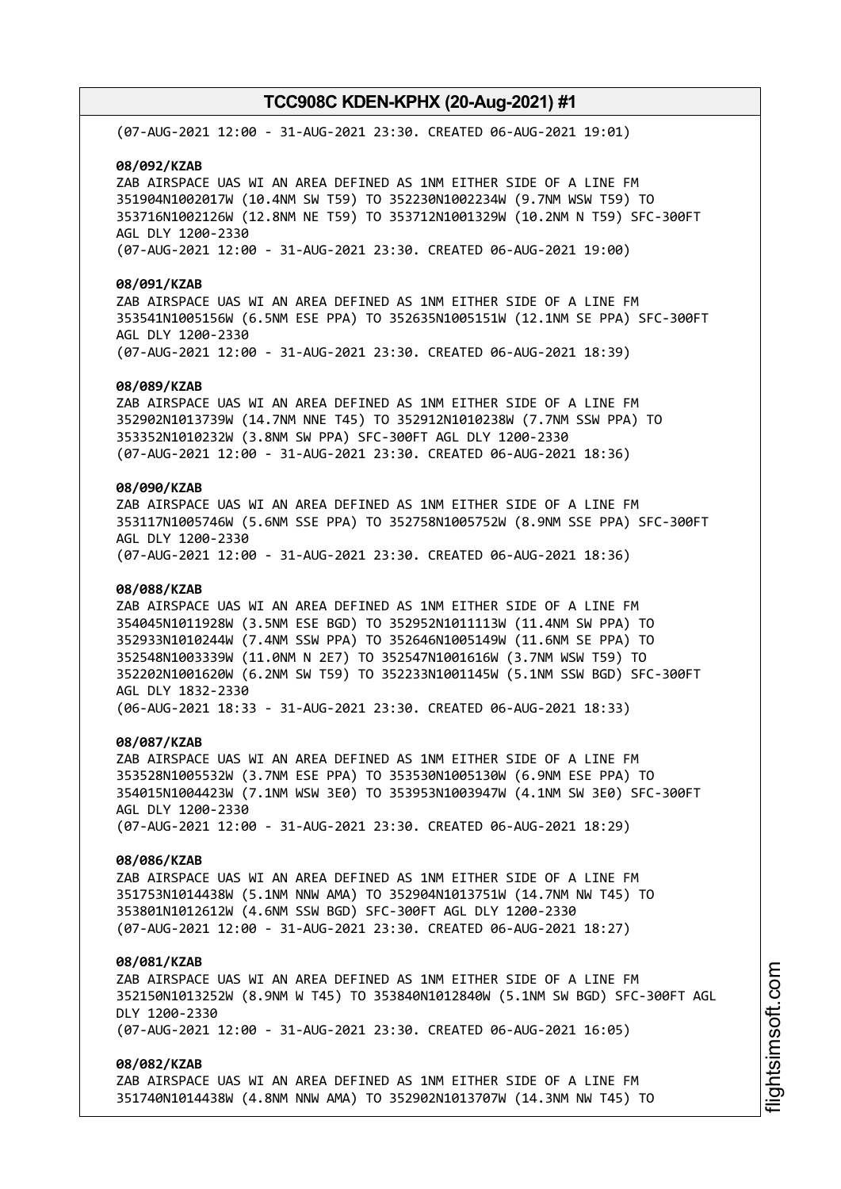(07-AUG-2021 12:00 - 31-AUG-2021 23:30. CREATED 06-AUG-2021 19:01)

**08/092/KZAB**
ZAB AIRSPACE UAS WI AN AREA DEFINED AS 1NM EITHER SIDE OF A LINE FM 351904N1002017W (10.4NM SW T59) TO 352230N1002234W (9.7NM WSW T59) TO 353716N1002126W (12.8NM NE T59) TO 353712N1001329W (10.2NM N T59) SFC-300FT AGL DLY 1200-2330
(07-AUG-2021 12:00 - 31-AUG-2021 23:30. CREATED 06-AUG-2021 19:00)

**08/091/KZAB**
ZAB AIRSPACE UAS WI AN AREA DEFINED AS 1NM EITHER SIDE OF A LINE FM 353541N1005156W (6.5NM ESE PPA) TO 352635N1005151W (12.1NM SE PPA) SFC-300FT AGL DLY 1200-2330
(07-AUG-2021 12:00 - 31-AUG-2021 23:30. CREATED 06-AUG-2021 18:39)

**08/089/KZAB**
ZAB AIRSPACE UAS WI AN AREA DEFINED AS 1NM EITHER SIDE OF A LINE FM 352902N1013739W (14.7NM NNE T45) TO 352912N1010238W (7.7NM SSW PPA) TO 353352N1010232W (3.8NM SW PPA) SFC-300FT AGL DLY 1200-2330
(07-AUG-2021 12:00 - 31-AUG-2021 23:30. CREATED 06-AUG-2021 18:36)

**08/090/KZAB**
ZAB AIRSPACE UAS WI AN AREA DEFINED AS 1NM EITHER SIDE OF A LINE FM 353117N1005746W (5.6NM SSE PPA) TO 352758N1005752W (8.9NM SSE PPA) SFC-300FT AGL DLY 1200-2330
(07-AUG-2021 12:00 - 31-AUG-2021 23:30. CREATED 06-AUG-2021 18:36)

**08/088/KZAB**
ZAB AIRSPACE UAS WI AN AREA DEFINED AS 1NM EITHER SIDE OF A LINE FM 354045N1011928W (3.5NM ESE BGD) TO 352952N1011113W (11.4NM SW PPA) TO 352933N1010244W (7.4NM SSW PPA) TO 352646N1005149W (11.6NM SE PPA) TO 352548N1003339W (11.0NM N 2E7) TO 352547N1001616W (3.7NM WSW T59) TO 352202N1001620W (6.2NM SW T59) TO 352233N1001145W (5.1NM SSW BGD) SFC-300FT AGL DLY 1832-2330
(06-AUG-2021 18:33 - 31-AUG-2021 23:30. CREATED 06-AUG-2021 18:33)

**08/087/KZAB**
ZAB AIRSPACE UAS WI AN AREA DEFINED AS 1NM EITHER SIDE OF A LINE FM 353528N1005532W (3.7NM ESE PPA) TO 353530N1005130W (6.9NM ESE PPA) TO 354015N1004423W (7.1NM WSW 3E0) TO 353953N1003947W (4.1NM SW 3E0) SFC-300FT AGL DLY 1200-2330
(07-AUG-2021 12:00 - 31-AUG-2021 23:30. CREATED 06-AUG-2021 18:29)

**08/086/KZAB**
ZAB AIRSPACE UAS WI AN AREA DEFINED AS 1NM EITHER SIDE OF A LINE FM 351753N1014438W (5.1NM NNW AMA) TO 352904N1013751W (14.7NM NW T45) TO 353801N1012612W (4.6NM SSW BGD) SFC-300FT AGL DLY 1200-2330
(07-AUG-2021 12:00 - 31-AUG-2021 23:30. CREATED 06-AUG-2021 18:27)

**08/081/KZAB**
ZAB AIRSPACE UAS WI AN AREA DEFINED AS 1NM EITHER SIDE OF A LINE FM 352150N1013252W (8.9NM W T45) TO 353840N1012840W (5.1NM SW BGD) SFC-300FT AGL DLY 1200-2330
(07-AUG-2021 12:00 - 31-AUG-2021 23:30. CREATED 06-AUG-2021 16:05)

**08/082/KZAB**
ZAB AIRSPACE UAS WI AN AREA DEFINED AS 1NM EITHER SIDE OF A LINE FM 351740N1014438W (4.8NM NNW AMA) TO 352902N1013707W (14.3NM NW T45) TO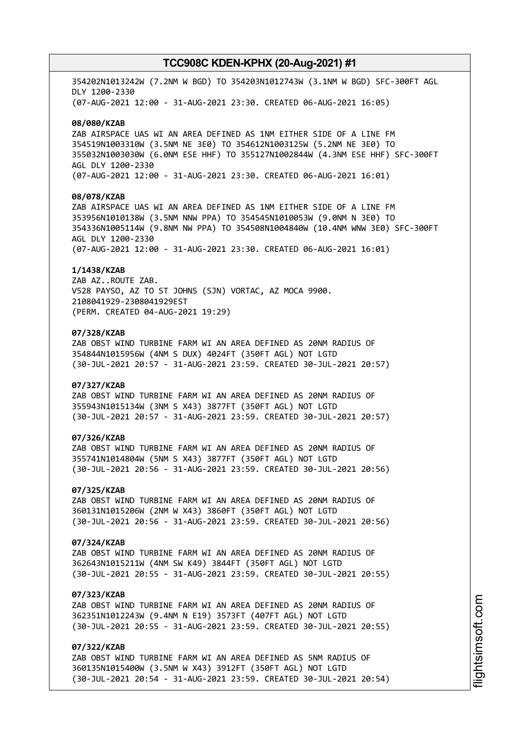354202N1013242W (7.2NM W BGD) TO 354203N1012743W (3.1NM W BGD) SFC-300FT AGL DLY 1200-2330
(07-AUG-2021 12:00 - 31-AUG-2021 23:30. CREATED 06-AUG-2021 16:05)

**08/080/KZAB**
ZAB AIRSPACE UAS WI AN AREA DEFINED AS 1NM EITHER SIDE OF A LINE FM 354519N1003310W (3.5NM NE 3E0) TO 354612N1003125W (5.2NM NE 3E0) TO 355032N1003030W (6.0NM ESE HHF) TO 355127N1002844W (4.3NM ESE HHF) SFC-300FT AGL DLY 1200-2330
(07-AUG-2021 12:00 - 31-AUG-2021 23:30. CREATED 06-AUG-2021 16:01)

**08/078/KZAB**
ZAB AIRSPACE UAS WI AN AREA DEFINED AS 1NM EITHER SIDE OF A LINE FM 353956N1010138W (3.5NM NNW PPA) TO 354545N1010053W (9.0NM N 3E0) TO 354336N1005114W (9.8NM NW PPA) TO 354508N1004840W (10.4NM WNW 3E0) SFC-300FT AGL DLY 1200-2330
(07-AUG-2021 12:00 - 31-AUG-2021 23:30. CREATED 06-AUG-2021 16:01)

**1/1438/KZAB**
ZAB AZ..ROUTE ZAB.
V528 PAYSO, AZ TO ST JOHNS (SJN) VORTAC, AZ MOCA 9900.
2108041929-2308041929EST
(PERM. CREATED 04-AUG-2021 19:29)

**07/328/KZAB**
ZAB OBST WIND TURBINE FARM WI AN AREA DEFINED AS 20NM RADIUS OF 354844N1015956W (4NM S DUX) 4024FT (350FT AGL) NOT LGTD
(30-JUL-2021 20:57 - 31-AUG-2021 23:59. CREATED 30-JUL-2021 20:57)

**07/327/KZAB**
ZAB OBST WIND TURBINE FARM WI AN AREA DEFINED AS 20NM RADIUS OF 355943N1015134W (3NM S X43) 3877FT (350FT AGL) NOT LGTD
(30-JUL-2021 20:57 - 31-AUG-2021 23:59. CREATED 30-JUL-2021 20:57)

**07/326/KZAB**
ZAB OBST WIND TURBINE FARM WI AN AREA DEFINED AS 20NM RADIUS OF 355741N1014804W (5NM S X43) 3877FT (350FT AGL) NOT LGTD
(30-JUL-2021 20:56 - 31-AUG-2021 23:59. CREATED 30-JUL-2021 20:56)

**07/325/KZAB**
ZAB OBST WIND TURBINE FARM WI AN AREA DEFINED AS 20NM RADIUS OF 360131N1015206W (2NM W X43) 3860FT (350FT AGL) NOT LGTD
(30-JUL-2021 20:56 - 31-AUG-2021 23:59. CREATED 30-JUL-2021 20:56)

**07/324/KZAB**
ZAB OBST WIND TURBINE FARM WI AN AREA DEFINED AS 20NM RADIUS OF 362643N1015211W (4NM SW K49) 3844FT (350FT AGL) NOT LGTD
(30-JUL-2021 20:55 - 31-AUG-2021 23:59. CREATED 30-JUL-2021 20:55)

**07/323/KZAB**
ZAB OBST WIND TURBINE FARM WI AN AREA DEFINED AS 20NM RADIUS OF 362351N1012243W (9.4NM N E19) 3573FT (407FT AGL) NOT LGTD
(30-JUL-2021 20:55 - 31-AUG-2021 23:59. CREATED 30-JUL-2021 20:55)

**07/322/KZAB**
ZAB OBST WIND TURBINE FARM WI AN AREA DEFINED AS 5NM RADIUS OF 360135N1015400W (3.5NM W X43) 3912FT (350FT AGL) NOT LGTD
(30-JUL-2021 20:54 - 31-AUG-2021 23:59. CREATED 30-JUL-2021 20:54)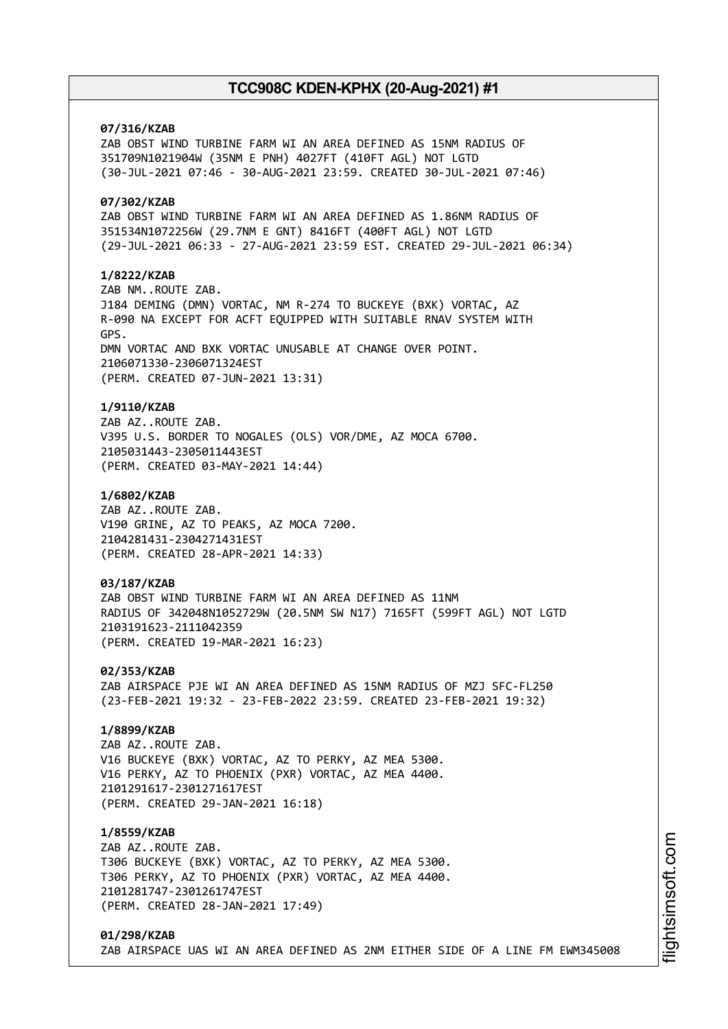**07/316/KZAB**
ZAB OBST WIND TURBINE FARM WI AN AREA DEFINED AS 15NM RADIUS OF 351709N1021904W (35NM E PNH) 4027FT (410FT AGL) NOT LGTD
(30-JUL-2021 07:46 - 30-AUG-2021 23:59. CREATED 30-JUL-2021 07:46)

**07/302/KZAB**
ZAB OBST WIND TURBINE FARM WI AN AREA DEFINED AS 1.86NM RADIUS OF 351534N1072256W (29.7NM E GNT) 8416FT (400FT AGL) NOT LGTD
(29-JUL-2021 06:33 - 27-AUG-2021 23:59 EST. CREATED 29-JUL-2021 06:34)

**1/8222/KZAB**
ZAB NM..ROUTE ZAB.
J184 DEMING (DMN) VORTAC, NM R-274 TO BUCKEYE (BXK) VORTAC, AZ R-090 NA EXCEPT FOR ACFT EQUIPPED WITH SUITABLE RNAV SYSTEM WITH GPS.
DMN VORTAC AND BXK VORTAC UNUSABLE AT CHANGE OVER POINT.
2106071330-2306071324EST
(PERM. CREATED 07-JUN-2021 13:31)

**1/9110/KZAB**
ZAB AZ..ROUTE ZAB.
V395 U.S. BORDER TO NOGALES (OLS) VOR/DME, AZ MOCA 6700.
2105031443-2305011443EST
(PERM. CREATED 03-MAY-2021 14:44)

**1/6802/KZAB**
ZAB AZ..ROUTE ZAB.
V190 GRINE, AZ TO PEAKS, AZ MOCA 7200.
2104281431-2304271431EST
(PERM. CREATED 28-APR-2021 14:33)

**03/187/KZAB**
ZAB OBST WIND TURBINE FARM WI AN AREA DEFINED AS 11NM RADIUS OF 342048N1052729W (20.5NM SW N17) 7165FT (599FT AGL) NOT LGTD
2103191623-2111042359
(PERM. CREATED 19-MAR-2021 16:23)

**02/353/KZAB**
ZAB AIRSPACE PJE WI AN AREA DEFINED AS 15NM RADIUS OF MZJ SFC-FL250
(23-FEB-2021 19:32 - 23-FEB-2022 23:59. CREATED 23-FEB-2021 19:32)

**1/8899/KZAB**
ZAB AZ..ROUTE ZAB.
V16 BUCKEYE (BXK) VORTAC, AZ TO PERKY, AZ MEA 5300.
V16 PERKY, AZ TO PHOENIX (PXR) VORTAC, AZ MEA 4400.
2101291617-2301271617EST
(PERM. CREATED 29-JAN-2021 16:18)

**1/8559/KZAB**
ZAB AZ..ROUTE ZAB.
T306 BUCKEYE (BXK) VORTAC, AZ TO PERKY, AZ MEA 5300.
T306 PERKY, AZ TO PHOENIX (PXR) VORTAC, AZ MEA 4400.
2101281747-2301261747EST
(PERM. CREATED 28-JAN-2021 17:49)

**01/298/KZAB**
ZAB AIRSPACE UAS WI AN AREA DEFINED AS 2NM EITHER SIDE OF A LINE FM EWM345008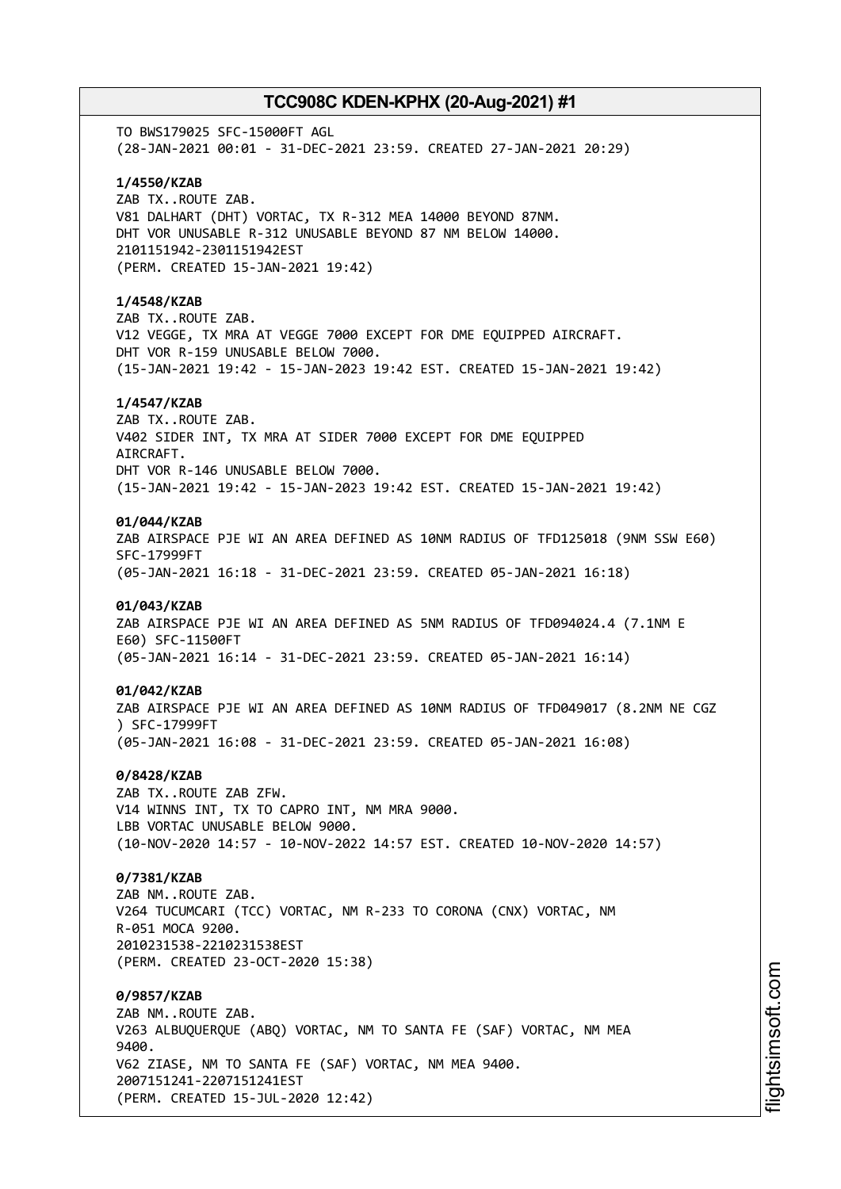TO BWS179025 SFC-15000FT AGL
(28-JAN-2021 00:01 - 31-DEC-2021 23:59. CREATED 27-JAN-2021 20:29)

**1/4550/KZAB**
ZAB TX..ROUTE ZAB.
V81 DALHART (DHT) VORTAC, TX R-312 MEA 14000 BEYOND 87NM.
DHT VOR UNUSABLE R-312 UNUSABLE BEYOND 87 NM BELOW 14000.
2101151942-2301151942EST
(PERM. CREATED 15-JAN-2021 19:42)

**1/4548/KZAB**
ZAB TX..ROUTE ZAB.
V12 VEGGE, TX MRA AT VEGGE 7000 EXCEPT FOR DME EQUIPPED AIRCRAFT.
DHT VOR R-159 UNUSABLE BELOW 7000.
(15-JAN-2021 19:42 - 15-JAN-2023 19:42 EST. CREATED 15-JAN-2021 19:42)

**1/4547/KZAB**
ZAB TX..ROUTE ZAB.
V402 SIDER INT, TX MRA AT SIDER 7000 EXCEPT FOR DME EQUIPPED
AIRCRAFT.
DHT VOR R-146 UNUSABLE BELOW 7000.
(15-JAN-2021 19:42 - 15-JAN-2023 19:42 EST. CREATED 15-JAN-2021 19:42)

**01/044/KZAB**
ZAB AIRSPACE PJE WI AN AREA DEFINED AS 10NM RADIUS OF TFD125018 (9NM SSW E60)
SFC-17999FT
(05-JAN-2021 16:18 - 31-DEC-2021 23:59. CREATED 05-JAN-2021 16:18)

**01/043/KZAB**
ZAB AIRSPACE PJE WI AN AREA DEFINED AS 5NM RADIUS OF TFD094024.4 (7.1NM E
E60) SFC-11500FT
(05-JAN-2021 16:14 - 31-DEC-2021 23:59. CREATED 05-JAN-2021 16:14)

**01/042/KZAB**
ZAB AIRSPACE PJE WI AN AREA DEFINED AS 10NM RADIUS OF TFD049017 (8.2NM NE CGZ
) SFC-17999FT
(05-JAN-2021 16:08 - 31-DEC-2021 23:59. CREATED 05-JAN-2021 16:08)

**0/8428/KZAB**
ZAB TX..ROUTE ZAB ZFW.
V14 WINNS INT, TX TO CAPRO INT, NM MRA 9000.
LBB VORTAC UNUSABLE BELOW 9000.
(10-NOV-2020 14:57 - 10-NOV-2022 14:57 EST. CREATED 10-NOV-2020 14:57)

**0/7381/KZAB**
ZAB NM..ROUTE ZAB.
V264 TUCUMCARI (TCC) VORTAC, NM R-233 TO CORONA (CNX) VORTAC, NM
R-051 MOCA 9200.
2010231538-2210231538EST
(PERM. CREATED 23-OCT-2020 15:38)

**0/9857/KZAB**
ZAB NM..ROUTE ZAB.
V263 ALBUQUERQUE (ABQ) VORTAC, NM TO SANTA FE (SAF) VORTAC, NM MEA
9400.
V62 ZIASE, NM TO SANTA FE (SAF) VORTAC, NM MEA 9400.
2007151241-2207151241EST
(PERM. CREATED 15-JUL-2020 12:42)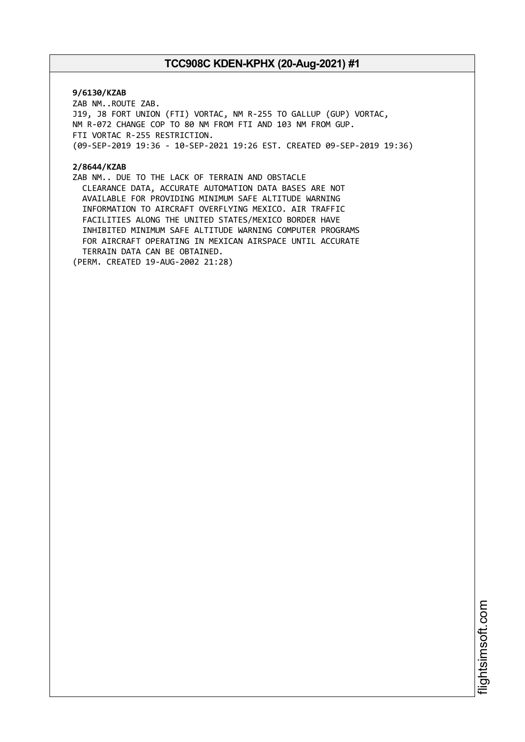**9/6130/KZAB**
ZAB NM..ROUTE ZAB.
J19, J8 FORT UNION (FTI) VORTAC, NM R-255 TO GALLUP (GUP) VORTAC,
NM R-072 CHANGE COP TO 80 NM FROM FTI AND 103 NM FROM GUP.
FTI VORTAC R-255 RESTRICTION.
(09-SEP-2019 19:36 - 10-SEP-2021 19:26 EST. CREATED 09-SEP-2019 19:36)

**2/8644/KZAB**
ZAB NM.. DUE TO THE LACK OF TERRAIN AND OBSTACLE
CLEARANCE DATA, ACCURATE AUTOMATION DATA BASES ARE NOT
AVAILABLE FOR PROVIDING MINIMUM SAFE ALTITUDE WARNING
INFORMATION TO AIRCRAFT OVERFLYING MEXICO. AIR TRAFFIC
FACILITIES ALONG THE UNITED STATES/MEXICO BORDER HAVE
INHIBITED MINIMUM SAFE ALTITUDE WARNING COMPUTER PROGRAMS
FOR AIRCRAFT OPERATING IN MEXICAN AIRSPACE UNTIL ACCURATE
TERRAIN DATA CAN BE OBTAINED.
(PERM. CREATED 19-AUG-2002 21:28)